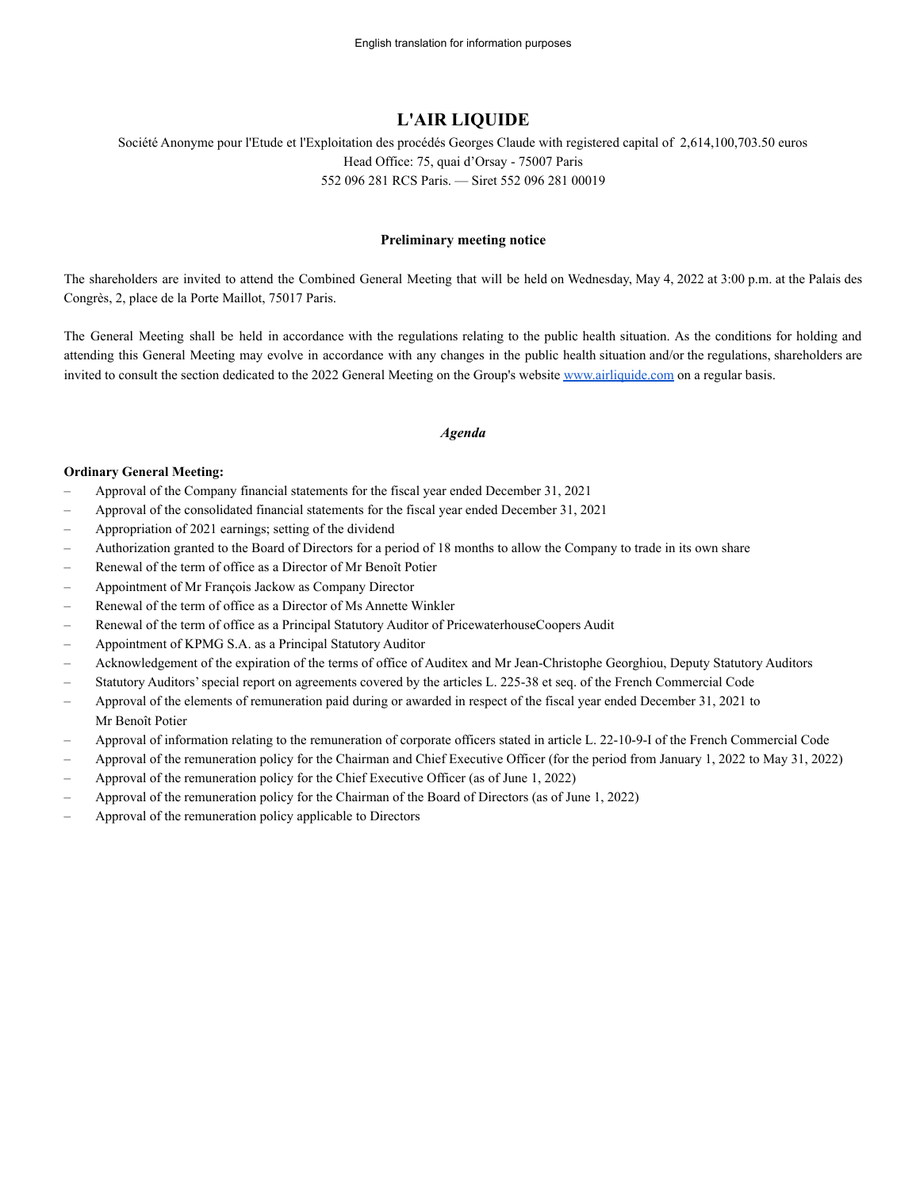English translation for information purposes

# L'AIR LIQUIDE

Société Anonyme pour l'Etude et l'Exploitation des procédés Georges Claude with registered capital of 2,614,100,703.50 euros
Head Office: 75, quai d'Orsay - 75007 Paris
552 096 281 RCS Paris. — Siret 552 096 281 00019

**Preliminary meeting notice**

The shareholders are invited to attend the Combined General Meeting that will be held on Wednesday, May 4, 2022 at 3:00 p.m. at the Palais des Congrès, 2, place de la Porte Maillot, 75017 Paris.

The General Meeting shall be held in accordance with the regulations relating to the public health situation. As the conditions for holding and attending this General Meeting may evolve in accordance with any changes in the public health situation and/or the regulations, shareholders are invited to consult the section dedicated to the 2022 General Meeting on the Group's website www.airliquide.com on a regular basis.

***Agenda***

**Ordinary General Meeting:**

- Approval of the Company financial statements for the fiscal year ended December 31, 2021
- Approval of the consolidated financial statements for the fiscal year ended December 31, 2021
- Appropriation of 2021 earnings; setting of the dividend
- Authorization granted to the Board of Directors for a period of 18 months to allow the Company to trade in its own share
- Renewal of the term of office as a Director of Mr Benoît Potier
- Appointment of Mr François Jackow as Company Director
- Renewal of the term of office as a Director of Ms Annette Winkler
- Renewal of the term of office as a Principal Statutory Auditor of PricewaterhouseCoopers Audit
- Appointment of KPMG S.A. as a Principal Statutory Auditor
- Acknowledgement of the expiration of the terms of office of Auditex and Mr Jean-Christophe Georghiou, Deputy Statutory Auditors
- Statutory Auditors' special report on agreements covered by the articles L. 225-38 et seq. of the French Commercial Code
- Approval of the elements of remuneration paid during or awarded in respect of the fiscal year ended December 31, 2021 to Mr Benoît Potier
- Approval of information relating to the remuneration of corporate officers stated in article L. 22-10-9-I of the French Commercial Code
- Approval of the remuneration policy for the Chairman and Chief Executive Officer (for the period from January 1, 2022 to May 31, 2022)
- Approval of the remuneration policy for the Chief Executive Officer (as of June 1, 2022)
- Approval of the remuneration policy for the Chairman of the Board of Directors (as of June 1, 2022)
- Approval of the remuneration policy applicable to Directors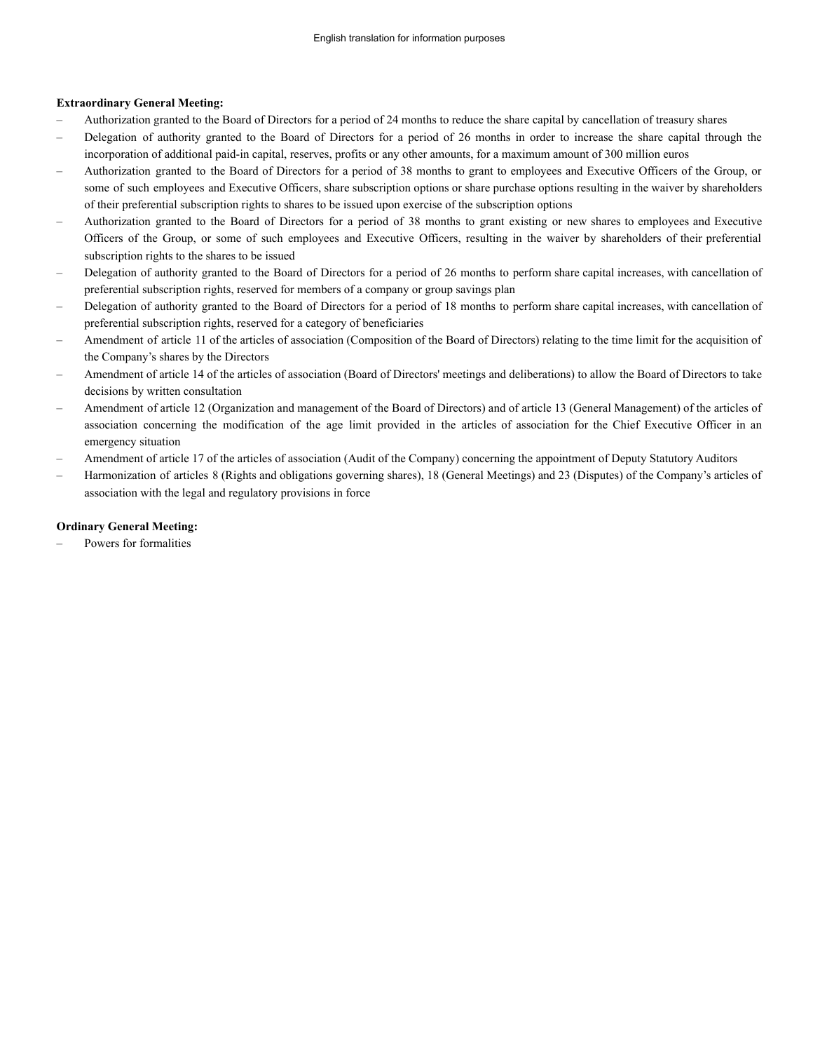**Extraordinary General Meeting:**

- Authorization granted to the Board of Directors for a period of 24 months to reduce the share capital by cancellation of treasury shares
- Delegation of authority granted to the Board of Directors for a period of 26 months in order to increase the share capital through the incorporation of additional paid-in capital, reserves, profits or any other amounts, for a maximum amount of 300 million euros
- Authorization granted to the Board of Directors for a period of 38 months to grant to employees and Executive Officers of the Group, or some of such employees and Executive Officers, share subscription options or share purchase options resulting in the waiver by shareholders of their preferential subscription rights to shares to be issued upon exercise of the subscription options
- Authorization granted to the Board of Directors for a period of 38 months to grant existing or new shares to employees and Executive Officers of the Group, or some of such employees and Executive Officers, resulting in the waiver by shareholders of their preferential subscription rights to the shares to be issued
- Delegation of authority granted to the Board of Directors for a period of 26 months to perform share capital increases, with cancellation of preferential subscription rights, reserved for members of a company or group savings plan
- Delegation of authority granted to the Board of Directors for a period of 18 months to perform share capital increases, with cancellation of preferential subscription rights, reserved for a category of beneficiaries
- Amendment of article 11 of the articles of association (Composition of the Board of Directors) relating to the time limit for the acquisition of the Company's shares by the Directors
- Amendment of article 14 of the articles of association (Board of Directors' meetings and deliberations) to allow the Board of Directors to take decisions by written consultation
- Amendment of article 12 (Organization and management of the Board of Directors) and of article 13 (General Management) of the articles of association concerning the modification of the age limit provided in the articles of association for the Chief Executive Officer in an emergency situation
- Amendment of article 17 of the articles of association (Audit of the Company) concerning the appointment of Deputy Statutory Auditors
- Harmonization of articles 8 (Rights and obligations governing shares), 18 (General Meetings) and 23 (Disputes) of the Company's articles of association with the legal and regulatory provisions in force

**Ordinary General Meeting:**

- Powers for formalities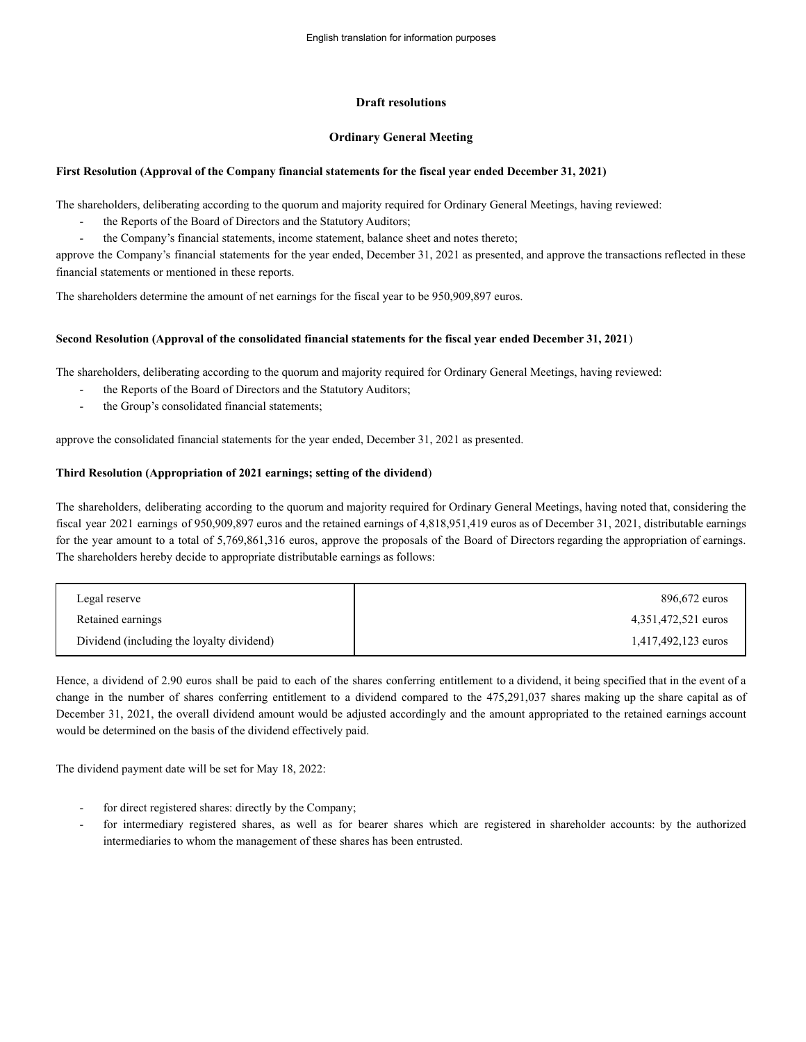## Draft resolutions

## Ordinary General Meeting

**First Resolution (Approval of the Company financial statements for the fiscal year ended December 31, 2021)**

The shareholders, deliberating according to the quorum and majority required for Ordinary General Meetings, having reviewed:

- the Reports of the Board of Directors and the Statutory Auditors;
- the Company's financial statements, income statement, balance sheet and notes thereto;

approve the Company's financial statements for the year ended, December 31, 2021 as presented, and approve the transactions reflected in these financial statements or mentioned in these reports.

The shareholders determine the amount of net earnings for the fiscal year to be 950,909,897 euros.

**Second Resolution (Approval of the consolidated financial statements for the fiscal year ended December 31, 2021)**

The shareholders, deliberating according to the quorum and majority required for Ordinary General Meetings, having reviewed:

- the Reports of the Board of Directors and the Statutory Auditors;
- the Group's consolidated financial statements;

approve the consolidated financial statements for the year ended, December 31, 2021 as presented.

**Third Resolution (Appropriation of 2021 earnings; setting of the dividend)**

The shareholders, deliberating according to the quorum and majority required for Ordinary General Meetings, having noted that, considering the fiscal year 2021 earnings of 950,909,897 euros and the retained earnings of 4,818,951,419 euros as of December 31, 2021, distributable earnings for the year amount to a total of 5,769,861,316 euros, approve the proposals of the Board of Directors regarding the appropriation of earnings. The shareholders hereby decide to appropriate distributable earnings as follows:

| | |
|---|---|
| Legal reserve | 896,672 euros |
| Retained earnings | 4,351,472,521 euros |
| Dividend (including the loyalty dividend) | 1,417,492,123 euros |

Hence, a dividend of 2.90 euros shall be paid to each of the shares conferring entitlement to a dividend, it being specified that in the event of a change in the number of shares conferring entitlement to a dividend compared to the 475,291,037 shares making up the share capital as of December 31, 2021, the overall dividend amount would be adjusted accordingly and the amount appropriated to the retained earnings account would be determined on the basis of the dividend effectively paid.

The dividend payment date will be set for May 18, 2022:

- for direct registered shares: directly by the Company;
- for intermediary registered shares, as well as for bearer shares which are registered in shareholder accounts: by the authorized intermediaries to whom the management of these shares has been entrusted.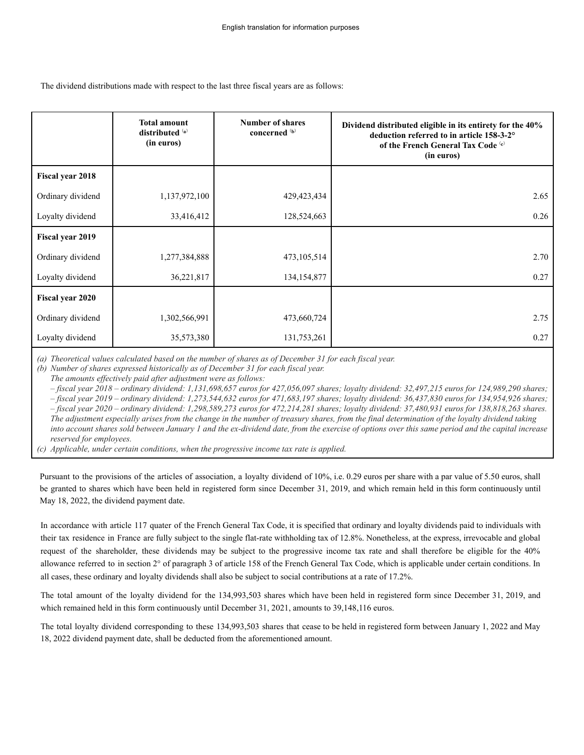The dividend distributions made with respect to the last three fiscal years are as follows:

| | Total amount distributed [(a)] (in euros) | Number of shares concerned [(b)] | Dividend distributed eligible in its entirety for the 40% deduction referred to in article 158-3-2° of the French General Tax Code [(c)] (in euros) |
|---|---|---|---|
| **Fiscal year 2018** | | | |
| Ordinary dividend | 1,137,972,100 | 429,423,434 | 2.65 |
| Loyalty dividend | 33,416,412 | 128,524,663 | 0.26 |
| **Fiscal year 2019** | | | |
| Ordinary dividend | 1,277,384,888 | 473,105,514 | 2.70 |
| Loyalty dividend | 36,221,817 | 134,154,877 | 0.27 |
| **Fiscal year 2020** | | | |
| Ordinary dividend | 1,302,566,991 | 473,660,724 | 2.75 |
| Loyalty dividend | 35,573,380 | 131,753,261 | 0.27 |

*(a) Theoretical values calculated based on the number of shares as of December 31 for each fiscal year.*

*(b) Number of shares expressed historically as of December 31 for each fiscal year.*
*The amounts effectively paid after adjustment were as follows:*
*– fiscal year 2018 – ordinary dividend: 1,131,698,657 euros for 427,056,097 shares; loyalty dividend: 32,497,215 euros for 124,989,290 shares;*
*– fiscal year 2019 – ordinary dividend: 1,273,544,632 euros for 471,683,197 shares; loyalty dividend: 36,437,830 euros for 134,954,926 shares;*
*– fiscal year 2020 – ordinary dividend: 1,298,589,273 euros for 472,214,281 shares; loyalty dividend: 37,480,931 euros for 138,818,263 shares.*
*The adjustment especially arises from the change in the number of treasury shares, from the final determination of the loyalty dividend taking into account shares sold between January 1 and the ex-dividend date, from the exercise of options over this same period and the capital increase reserved for employees.*

*(c) Applicable, under certain conditions, when the progressive income tax rate is applied.*

Pursuant to the provisions of the articles of association, a loyalty dividend of 10%, i.e. 0.29 euros per share with a par value of 5.50 euros, shall be granted to shares which have been held in registered form since December 31, 2019, and which remain held in this form continuously until May 18, 2022, the dividend payment date.

In accordance with article 117 quater of the French General Tax Code, it is specified that ordinary and loyalty dividends paid to individuals with their tax residence in France are fully subject to the single flat-rate withholding tax of 12.8%. Nonetheless, at the express, irrevocable and global request of the shareholder, these dividends may be subject to the progressive income tax rate and shall therefore be eligible for the 40% allowance referred to in section 2° of paragraph 3 of article 158 of the French General Tax Code, which is applicable under certain conditions. In all cases, these ordinary and loyalty dividends shall also be subject to social contributions at a rate of 17.2%.

The total amount of the loyalty dividend for the 134,993,503 shares which have been held in registered form since December 31, 2019, and which remained held in this form continuously until December 31, 2021, amounts to 39,148,116 euros.

The total loyalty dividend corresponding to these 134,993,503 shares that cease to be held in registered form between January 1, 2022 and May 18, 2022 dividend payment date, shall be deducted from the aforementioned amount.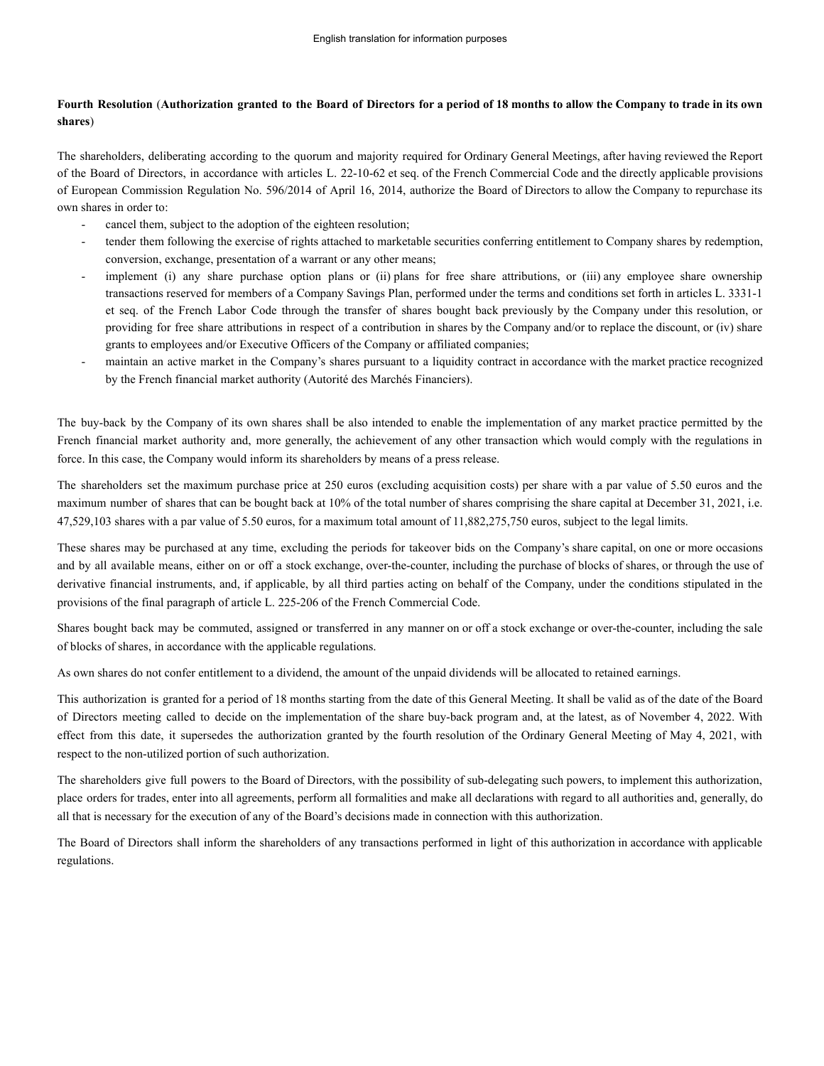**Fourth Resolution** (**Authorization granted to the Board of Directors for a period of 18 months to allow the Company to trade in its own shares**)

The shareholders, deliberating according to the quorum and majority required for Ordinary General Meetings, after having reviewed the Report of the Board of Directors, in accordance with articles L. 22-10-62 et seq. of the French Commercial Code and the directly applicable provisions of European Commission Regulation No. 596/2014 of April 16, 2014, authorize the Board of Directors to allow the Company to repurchase its own shares in order to:

- cancel them, subject to the adoption of the eighteen resolution;
- tender them following the exercise of rights attached to marketable securities conferring entitlement to Company shares by redemption, conversion, exchange, presentation of a warrant or any other means;
- implement (i) any share purchase option plans or (ii) plans for free share attributions, or (iii) any employee share ownership transactions reserved for members of a Company Savings Plan, performed under the terms and conditions set forth in articles L. 3331-1 et seq. of the French Labor Code through the transfer of shares bought back previously by the Company under this resolution, or providing for free share attributions in respect of a contribution in shares by the Company and/or to replace the discount, or (iv) share grants to employees and/or Executive Officers of the Company or affiliated companies;
- maintain an active market in the Company's shares pursuant to a liquidity contract in accordance with the market practice recognized by the French financial market authority (Autorité des Marchés Financiers).

The buy-back by the Company of its own shares shall be also intended to enable the implementation of any market practice permitted by the French financial market authority and, more generally, the achievement of any other transaction which would comply with the regulations in force. In this case, the Company would inform its shareholders by means of a press release.

The shareholders set the maximum purchase price at 250 euros (excluding acquisition costs) per share with a par value of 5.50 euros and the maximum number of shares that can be bought back at 10% of the total number of shares comprising the share capital at December 31, 2021, i.e. 47,529,103 shares with a par value of 5.50 euros, for a maximum total amount of 11,882,275,750 euros, subject to the legal limits.

These shares may be purchased at any time, excluding the periods for takeover bids on the Company's share capital, on one or more occasions and by all available means, either on or off a stock exchange, over-the-counter, including the purchase of blocks of shares, or through the use of derivative financial instruments, and, if applicable, by all third parties acting on behalf of the Company, under the conditions stipulated in the provisions of the final paragraph of article L. 225-206 of the French Commercial Code.

Shares bought back may be commuted, assigned or transferred in any manner on or off a stock exchange or over-the-counter, including the sale of blocks of shares, in accordance with the applicable regulations.

As own shares do not confer entitlement to a dividend, the amount of the unpaid dividends will be allocated to retained earnings.

This authorization is granted for a period of 18 months starting from the date of this General Meeting. It shall be valid as of the date of the Board of Directors meeting called to decide on the implementation of the share buy-back program and, at the latest, as of November 4, 2022. With effect from this date, it supersedes the authorization granted by the fourth resolution of the Ordinary General Meeting of May 4, 2021, with respect to the non-utilized portion of such authorization.

The shareholders give full powers to the Board of Directors, with the possibility of sub-delegating such powers, to implement this authorization, place orders for trades, enter into all agreements, perform all formalities and make all declarations with regard to all authorities and, generally, do all that is necessary for the execution of any of the Board's decisions made in connection with this authorization.

The Board of Directors shall inform the shareholders of any transactions performed in light of this authorization in accordance with applicable regulations.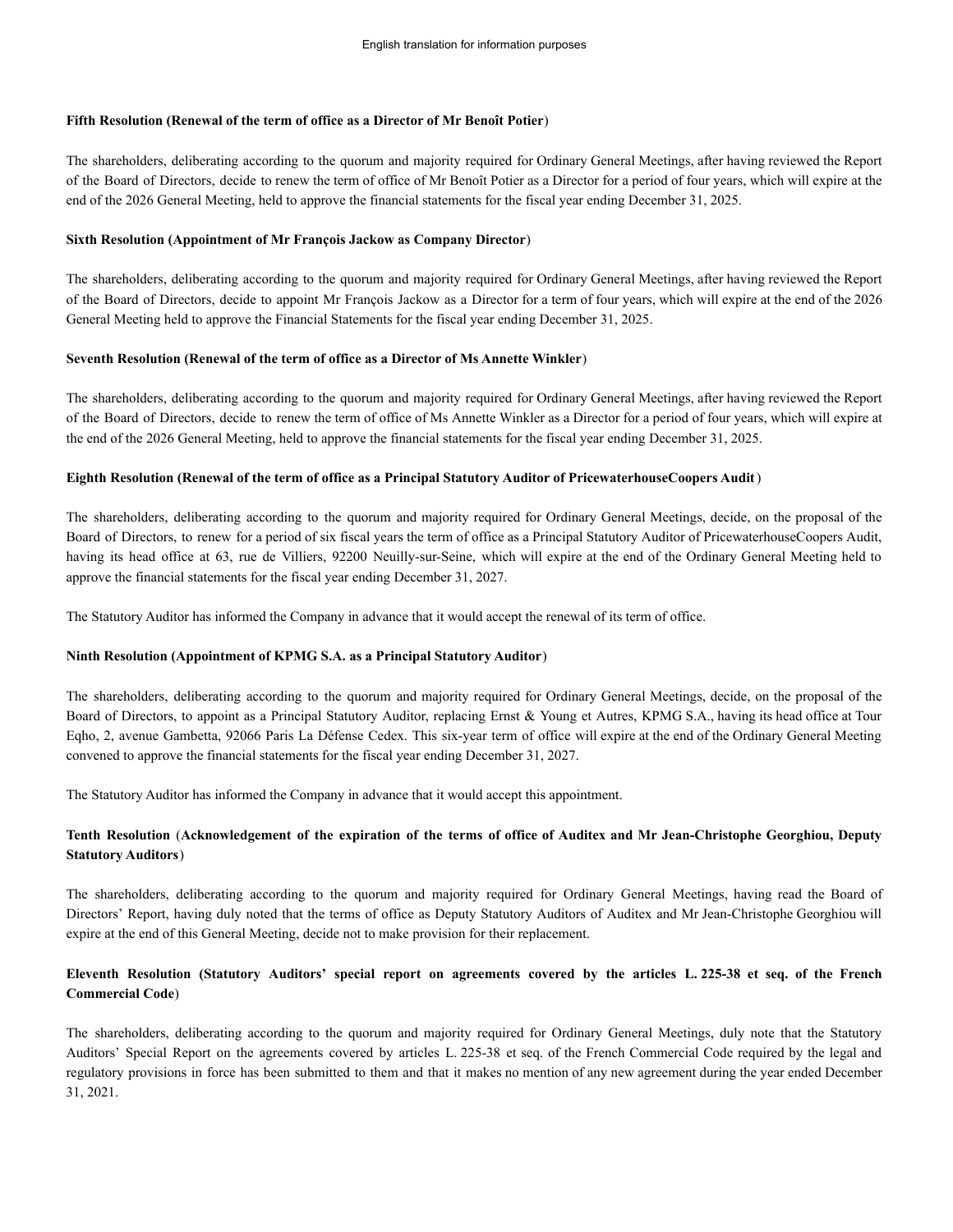**Fifth Resolution (Renewal of the term of office as a Director of Mr Benoît Potier)**

The shareholders, deliberating according to the quorum and majority required for Ordinary General Meetings, after having reviewed the Report of the Board of Directors, decide to renew the term of office of Mr Benoît Potier as a Director for a period of four years, which will expire at the end of the 2026 General Meeting, held to approve the financial statements for the fiscal year ending December 31, 2025.

**Sixth Resolution (Appointment of Mr François Jackow as Company Director)**

The shareholders, deliberating according to the quorum and majority required for Ordinary General Meetings, after having reviewed the Report of the Board of Directors, decide to appoint Mr François Jackow as a Director for a term of four years, which will expire at the end of the 2026 General Meeting held to approve the Financial Statements for the fiscal year ending December 31, 2025.

**Seventh Resolution (Renewal of the term of office as a Director of Ms Annette Winkler)**

The shareholders, deliberating according to the quorum and majority required for Ordinary General Meetings, after having reviewed the Report of the Board of Directors, decide to renew the term of office of Ms Annette Winkler as a Director for a period of four years, which will expire at the end of the 2026 General Meeting, held to approve the financial statements for the fiscal year ending December 31, 2025.

**Eighth Resolution (Renewal of the term of office as a Principal Statutory Auditor of PricewaterhouseCoopers Audit)**

The shareholders, deliberating according to the quorum and majority required for Ordinary General Meetings, decide, on the proposal of the Board of Directors, to renew for a period of six fiscal years the term of office as a Principal Statutory Auditor of PricewaterhouseCoopers Audit, having its head office at 63, rue de Villiers, 92200 Neuilly-sur-Seine, which will expire at the end of the Ordinary General Meeting held to approve the financial statements for the fiscal year ending December 31, 2027.

The Statutory Auditor has informed the Company in advance that it would accept the renewal of its term of office.

**Ninth Resolution (Appointment of KPMG S.A. as a Principal Statutory Auditor)**

The shareholders, deliberating according to the quorum and majority required for Ordinary General Meetings, decide, on the proposal of the Board of Directors, to appoint as a Principal Statutory Auditor, replacing Ernst & Young et Autres, KPMG S.A., having its head office at Tour Eqho, 2, avenue Gambetta, 92066 Paris La Défense Cedex. This six-year term of office will expire at the end of the Ordinary General Meeting convened to approve the financial statements for the fiscal year ending December 31, 2027.

The Statutory Auditor has informed the Company in advance that it would accept this appointment.

**Tenth Resolution (Acknowledgement of the expiration of the terms of office of Auditex and Mr Jean-Christophe Georghiou, Deputy Statutory Auditors)**

The shareholders, deliberating according to the quorum and majority required for Ordinary General Meetings, having read the Board of Directors' Report, having duly noted that the terms of office as Deputy Statutory Auditors of Auditex and Mr Jean-Christophe Georghiou will expire at the end of this General Meeting, decide not to make provision for their replacement.

**Eleventh Resolution (Statutory Auditors' special report on agreements covered by the articles L. 225-38 et seq. of the French Commercial Code)**

The shareholders, deliberating according to the quorum and majority required for Ordinary General Meetings, duly note that the Statutory Auditors' Special Report on the agreements covered by articles L. 225-38 et seq. of the French Commercial Code required by the legal and regulatory provisions in force has been submitted to them and that it makes no mention of any new agreement during the year ended December 31, 2021.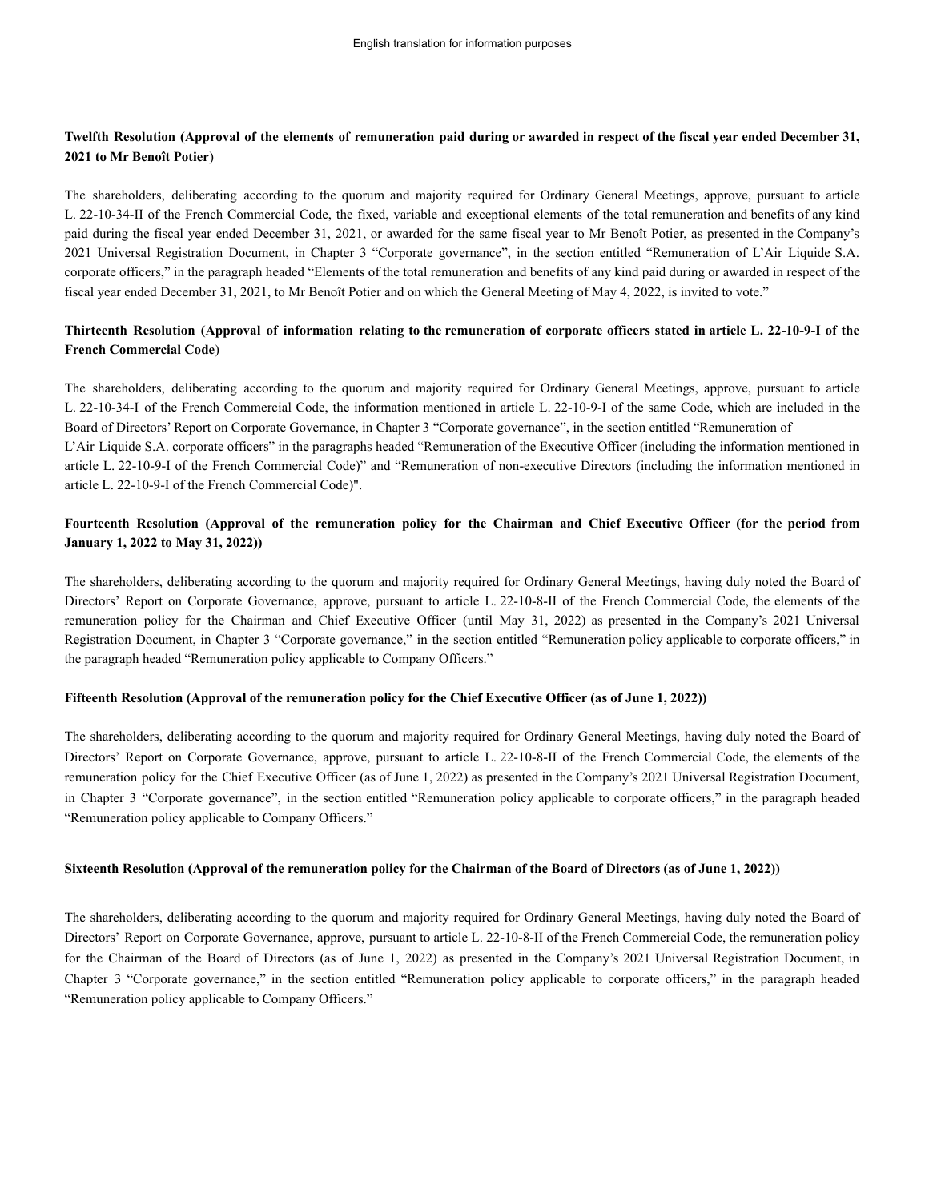**Twelfth Resolution (Approval of the elements of remuneration paid during or awarded in respect of the fiscal year ended December 31, 2021 to Mr Benoît Potier)**

The shareholders, deliberating according to the quorum and majority required for Ordinary General Meetings, approve, pursuant to article L. 22-10-34-II of the French Commercial Code, the fixed, variable and exceptional elements of the total remuneration and benefits of any kind paid during the fiscal year ended December 31, 2021, or awarded for the same fiscal year to Mr Benoît Potier, as presented in the Company's 2021 Universal Registration Document, in Chapter 3 "Corporate governance", in the section entitled "Remuneration of L'Air Liquide S.A. corporate officers," in the paragraph headed "Elements of the total remuneration and benefits of any kind paid during or awarded in respect of the fiscal year ended December 31, 2021, to Mr Benoît Potier and on which the General Meeting of May 4, 2022, is invited to vote."

**Thirteenth Resolution (Approval of information relating to the remuneration of corporate officers stated in article L. 22-10-9-I of the French Commercial Code)**

The shareholders, deliberating according to the quorum and majority required for Ordinary General Meetings, approve, pursuant to article L. 22-10-34-I of the French Commercial Code, the information mentioned in article L. 22-10-9-I of the same Code, which are included in the Board of Directors' Report on Corporate Governance, in Chapter 3 "Corporate governance", in the section entitled "Remuneration of L'Air Liquide S.A. corporate officers" in the paragraphs headed "Remuneration of the Executive Officer (including the information mentioned in article L. 22-10-9-I of the French Commercial Code)" and "Remuneration of non-executive Directors (including the information mentioned in article L. 22-10-9-I of the French Commercial Code)".

**Fourteenth Resolution (Approval of the remuneration policy for the Chairman and Chief Executive Officer (for the period from January 1, 2022 to May 31, 2022))**

The shareholders, deliberating according to the quorum and majority required for Ordinary General Meetings, having duly noted the Board of Directors' Report on Corporate Governance, approve, pursuant to article L. 22-10-8-II of the French Commercial Code, the elements of the remuneration policy for the Chairman and Chief Executive Officer (until May 31, 2022) as presented in the Company's 2021 Universal Registration Document, in Chapter 3 "Corporate governance," in the section entitled "Remuneration policy applicable to corporate officers," in the paragraph headed "Remuneration policy applicable to Company Officers."

**Fifteenth Resolution (Approval of the remuneration policy for the Chief Executive Officer (as of June 1, 2022))**

The shareholders, deliberating according to the quorum and majority required for Ordinary General Meetings, having duly noted the Board of Directors' Report on Corporate Governance, approve, pursuant to article L. 22-10-8-II of the French Commercial Code, the elements of the remuneration policy for the Chief Executive Officer (as of June 1, 2022) as presented in the Company's 2021 Universal Registration Document, in Chapter 3 "Corporate governance", in the section entitled "Remuneration policy applicable to corporate officers," in the paragraph headed "Remuneration policy applicable to Company Officers."

**Sixteenth Resolution (Approval of the remuneration policy for the Chairman of the Board of Directors (as of June 1, 2022))**

The shareholders, deliberating according to the quorum and majority required for Ordinary General Meetings, having duly noted the Board of Directors' Report on Corporate Governance, approve, pursuant to article L. 22-10-8-II of the French Commercial Code, the remuneration policy for the Chairman of the Board of Directors (as of June 1, 2022) as presented in the Company's 2021 Universal Registration Document, in Chapter 3 "Corporate governance," in the section entitled "Remuneration policy applicable to corporate officers," in the paragraph headed "Remuneration policy applicable to Company Officers."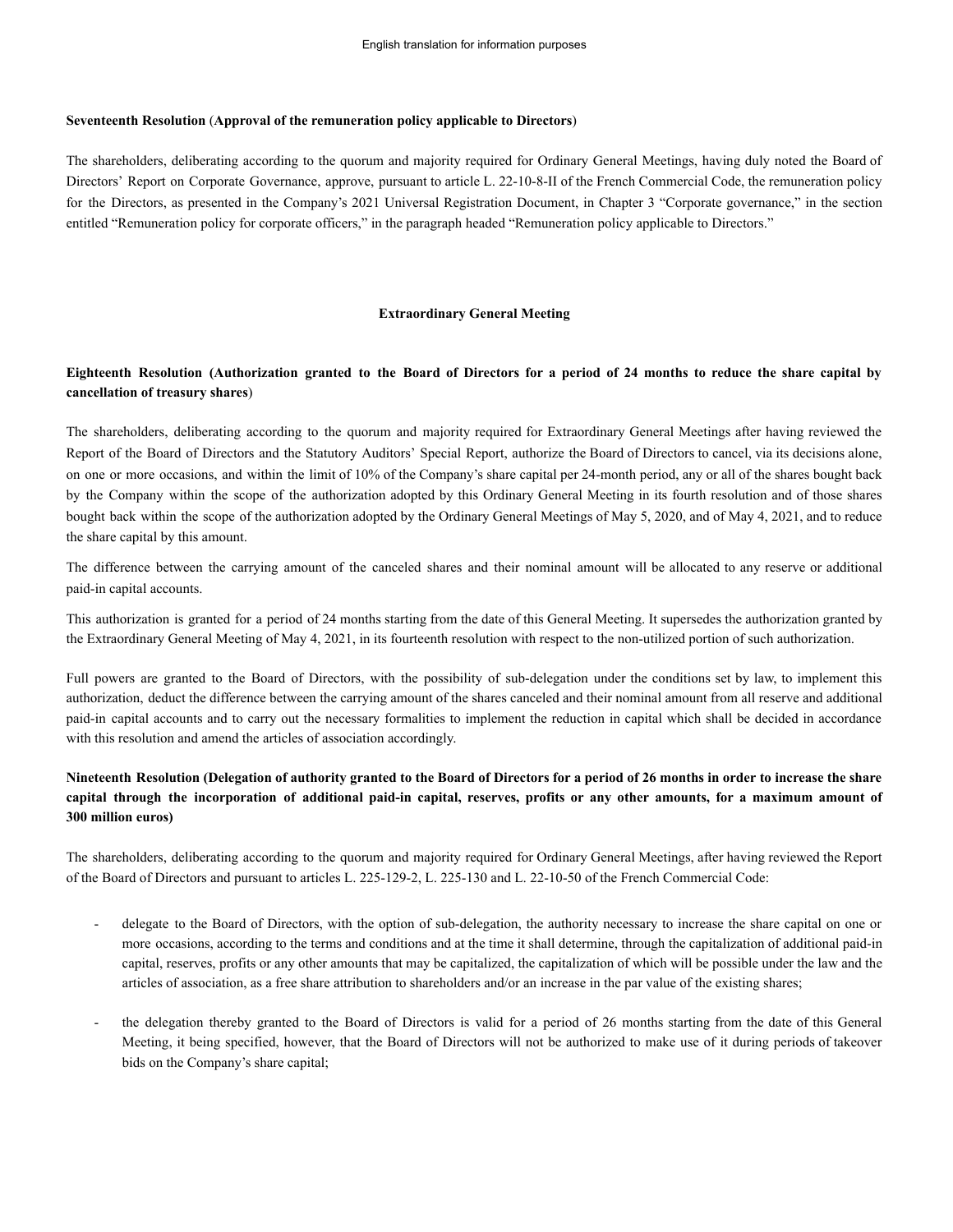**Seventeenth Resolution** (**Approval of the remuneration policy applicable to Directors**)

The shareholders, deliberating according to the quorum and majority required for Ordinary General Meetings, having duly noted the Board of Directors' Report on Corporate Governance, approve, pursuant to article L. 22-10-8-II of the French Commercial Code, the remuneration policy for the Directors, as presented in the Company's 2021 Universal Registration Document, in Chapter 3 "Corporate governance," in the section entitled "Remuneration policy for corporate officers," in the paragraph headed "Remuneration policy applicable to Directors."

## Extraordinary General Meeting

**Eighteenth Resolution (Authorization granted to the Board of Directors for a period of 24 months to reduce the share capital by cancellation of treasury shares)**

The shareholders, deliberating according to the quorum and majority required for Extraordinary General Meetings after having reviewed the Report of the Board of Directors and the Statutory Auditors' Special Report, authorize the Board of Directors to cancel, via its decisions alone, on one or more occasions, and within the limit of 10% of the Company's share capital per 24-month period, any or all of the shares bought back by the Company within the scope of the authorization adopted by this Ordinary General Meeting in its fourth resolution and of those shares bought back within the scope of the authorization adopted by the Ordinary General Meetings of May 5, 2020, and of May 4, 2021, and to reduce the share capital by this amount.

The difference between the carrying amount of the canceled shares and their nominal amount will be allocated to any reserve or additional paid-in capital accounts.

This authorization is granted for a period of 24 months starting from the date of this General Meeting. It supersedes the authorization granted by the Extraordinary General Meeting of May 4, 2021, in its fourteenth resolution with respect to the non-utilized portion of such authorization.

Full powers are granted to the Board of Directors, with the possibility of sub-delegation under the conditions set by law, to implement this authorization, deduct the difference between the carrying amount of the shares canceled and their nominal amount from all reserve and additional paid-in capital accounts and to carry out the necessary formalities to implement the reduction in capital which shall be decided in accordance with this resolution and amend the articles of association accordingly.

**Nineteenth Resolution (Delegation of authority granted to the Board of Directors for a period of 26 months in order to increase the share capital through the incorporation of additional paid-in capital, reserves, profits or any other amounts, for a maximum amount of 300 million euros)**

The shareholders, deliberating according to the quorum and majority required for Ordinary General Meetings, after having reviewed the Report of the Board of Directors and pursuant to articles L. 225-129-2, L. 225-130 and L. 22-10-50 of the French Commercial Code:

- delegate to the Board of Directors, with the option of sub-delegation, the authority necessary to increase the share capital on one or more occasions, according to the terms and conditions and at the time it shall determine, through the capitalization of additional paid-in capital, reserves, profits or any other amounts that may be capitalized, the capitalization of which will be possible under the law and the articles of association, as a free share attribution to shareholders and/or an increase in the par value of the existing shares;

- the delegation thereby granted to the Board of Directors is valid for a period of 26 months starting from the date of this General Meeting, it being specified, however, that the Board of Directors will not be authorized to make use of it during periods of takeover bids on the Company's share capital;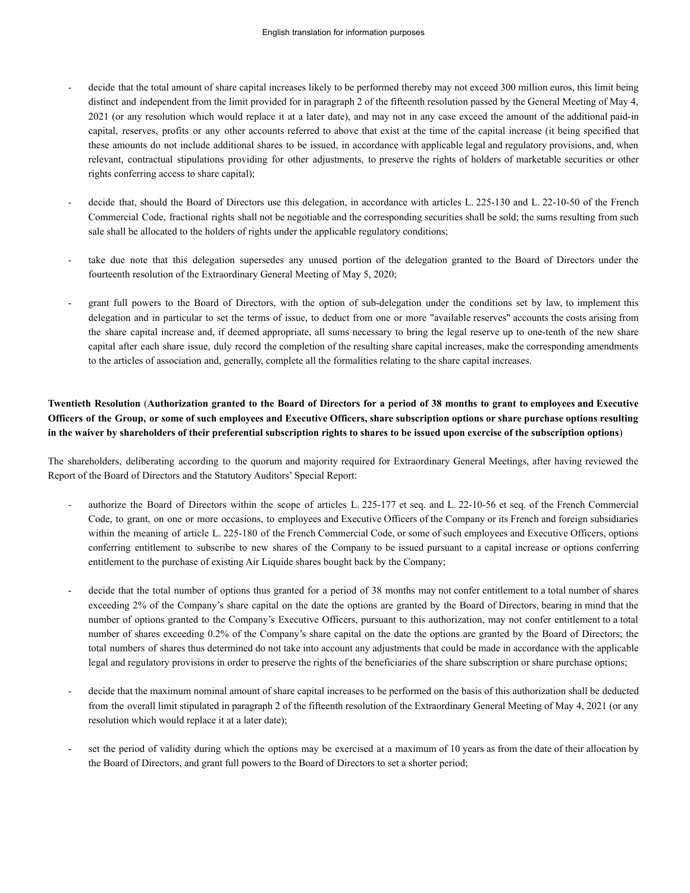- decide that the total amount of share capital increases likely to be performed thereby may not exceed 300 million euros, this limit being distinct and independent from the limit provided for in paragraph 2 of the fifteenth resolution passed by the General Meeting of May 4, 2021 (or any resolution which would replace it at a later date), and may not in any case exceed the amount of the additional paid-in capital, reserves, profits or any other accounts referred to above that exist at the time of the capital increase (it being specified that these amounts do not include additional shares to be issued, in accordance with applicable legal and regulatory provisions, and, when relevant, contractual stipulations providing for other adjustments, to preserve the rights of holders of marketable securities or other rights conferring access to share capital);

- decide that, should the Board of Directors use this delegation, in accordance with articles L. 225-130 and L. 22-10-50 of the French Commercial Code, fractional rights shall not be negotiable and the corresponding securities shall be sold; the sums resulting from such sale shall be allocated to the holders of rights under the applicable regulatory conditions;

- take due note that this delegation supersedes any unused portion of the delegation granted to the Board of Directors under the fourteenth resolution of the Extraordinary General Meeting of May 5, 2020;

- grant full powers to the Board of Directors, with the option of sub-delegation under the conditions set by law, to implement this delegation and in particular to set the terms of issue, to deduct from one or more "available reserves" accounts the costs arising from the share capital increase and, if deemed appropriate, all sums necessary to bring the legal reserve up to one-tenth of the new share capital after each share issue, duly record the completion of the resulting share capital increases, make the corresponding amendments to the articles of association and, generally, complete all the formalities relating to the share capital increases.

**Twentieth Resolution** (**Authorization granted to the Board of Directors for a period of 38 months to grant to employees and Executive Officers of the Group, or some of such employees and Executive Officers, share subscription options or share purchase options resulting in the waiver by shareholders of their preferential subscription rights to shares to be issued upon exercise of the subscription options**)

The shareholders, deliberating according to the quorum and majority required for Extraordinary General Meetings, after having reviewed the Report of the Board of Directors and the Statutory Auditors' Special Report:

- authorize the Board of Directors within the scope of articles L. 225-177 et seq. and L. 22-10-56 et seq. of the French Commercial Code, to grant, on one or more occasions, to employees and Executive Officers of the Company or its French and foreign subsidiaries within the meaning of article L. 225-180 of the French Commercial Code, or some of such employees and Executive Officers, options conferring entitlement to subscribe to new shares of the Company to be issued pursuant to a capital increase or options conferring entitlement to the purchase of existing Air Liquide shares bought back by the Company;

- decide that the total number of options thus granted for a period of 38 months may not confer entitlement to a total number of shares exceeding 2% of the Company's share capital on the date the options are granted by the Board of Directors, bearing in mind that the number of options granted to the Company's Executive Officers, pursuant to this authorization, may not confer entitlement to a total number of shares exceeding 0.2% of the Company's share capital on the date the options are granted by the Board of Directors; the total numbers of shares thus determined do not take into account any adjustments that could be made in accordance with the applicable legal and regulatory provisions in order to preserve the rights of the beneficiaries of the share subscription or share purchase options;

- decide that the maximum nominal amount of share capital increases to be performed on the basis of this authorization shall be deducted from the overall limit stipulated in paragraph 2 of the fifteenth resolution of the Extraordinary General Meeting of May 4, 2021 (or any resolution which would replace it at a later date);

- set the period of validity during which the options may be exercised at a maximum of 10 years as from the date of their allocation by the Board of Directors, and grant full powers to the Board of Directors to set a shorter period;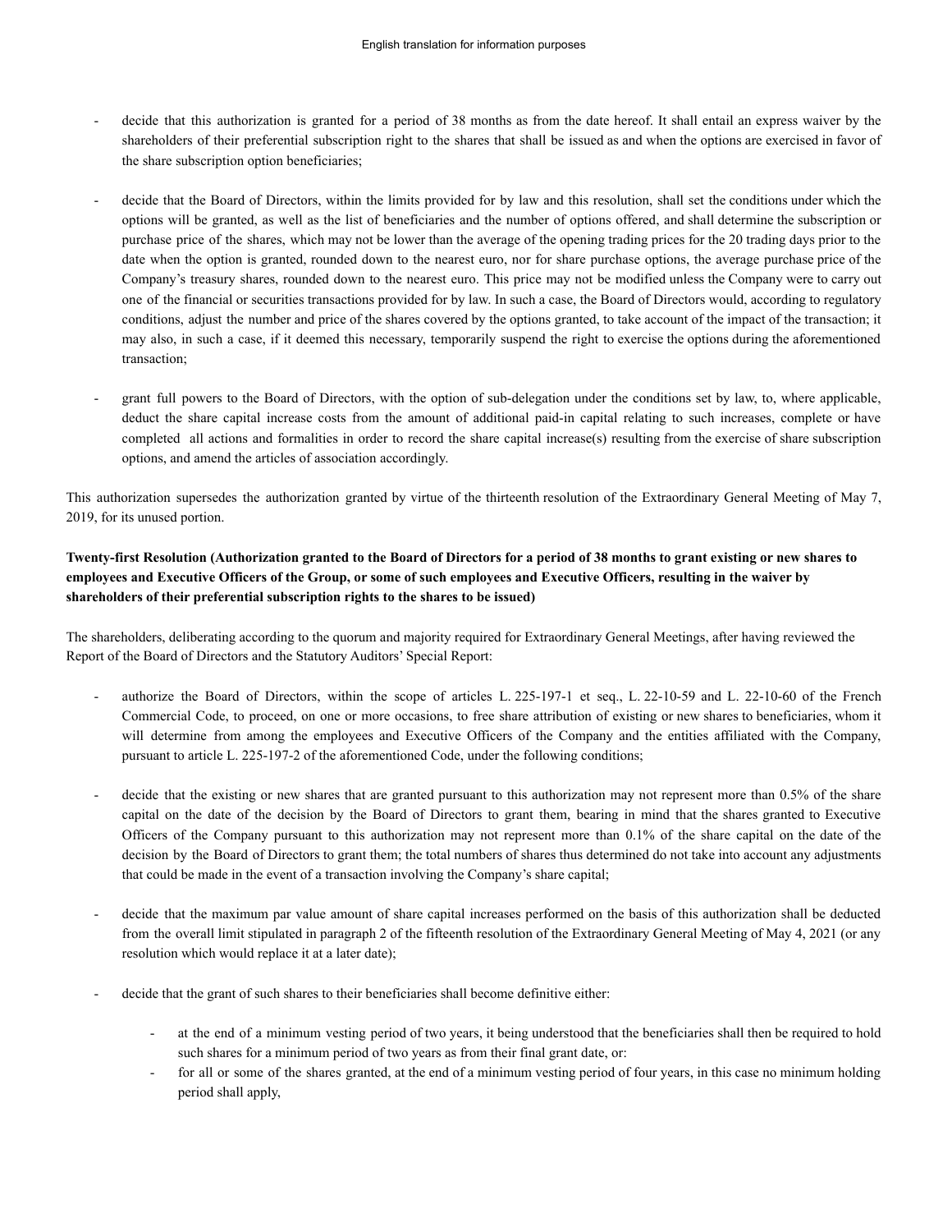- decide that this authorization is granted for a period of 38 months as from the date hereof. It shall entail an express waiver by the shareholders of their preferential subscription right to the shares that shall be issued as and when the options are exercised in favor of the share subscription option beneficiaries;

- decide that the Board of Directors, within the limits provided for by law and this resolution, shall set the conditions under which the options will be granted, as well as the list of beneficiaries and the number of options offered, and shall determine the subscription or purchase price of the shares, which may not be lower than the average of the opening trading prices for the 20 trading days prior to the date when the option is granted, rounded down to the nearest euro, nor for share purchase options, the average purchase price of the Company's treasury shares, rounded down to the nearest euro. This price may not be modified unless the Company were to carry out one of the financial or securities transactions provided for by law. In such a case, the Board of Directors would, according to regulatory conditions, adjust the number and price of the shares covered by the options granted, to take account of the impact of the transaction; it may also, in such a case, if it deemed this necessary, temporarily suspend the right to exercise the options during the aforementioned transaction;

- grant full powers to the Board of Directors, with the option of sub-delegation under the conditions set by law, to, where applicable, deduct the share capital increase costs from the amount of additional paid-in capital relating to such increases, complete or have completed all actions and formalities in order to record the share capital increase(s) resulting from the exercise of share subscription options, and amend the articles of association accordingly.

This authorization supersedes the authorization granted by virtue of the thirteenth resolution of the Extraordinary General Meeting of May 7, 2019, for its unused portion.

**Twenty-first Resolution (Authorization granted to the Board of Directors for a period of 38 months to grant existing or new shares to employees and Executive Officers of the Group, or some of such employees and Executive Officers, resulting in the waiver by shareholders of their preferential subscription rights to the shares to be issued)**

The shareholders, deliberating according to the quorum and majority required for Extraordinary General Meetings, after having reviewed the Report of the Board of Directors and the Statutory Auditors' Special Report:

- authorize the Board of Directors, within the scope of articles L. 225-197-1 et seq., L. 22-10-59 and L. 22-10-60 of the French Commercial Code, to proceed, on one or more occasions, to free share attribution of existing or new shares to beneficiaries, whom it will determine from among the employees and Executive Officers of the Company and the entities affiliated with the Company, pursuant to article L. 225-197-2 of the aforementioned Code, under the following conditions;

- decide that the existing or new shares that are granted pursuant to this authorization may not represent more than 0.5% of the share capital on the date of the decision by the Board of Directors to grant them, bearing in mind that the shares granted to Executive Officers of the Company pursuant to this authorization may not represent more than 0.1% of the share capital on the date of the decision by the Board of Directors to grant them; the total numbers of shares thus determined do not take into account any adjustments that could be made in the event of a transaction involving the Company's share capital;

- decide that the maximum par value amount of share capital increases performed on the basis of this authorization shall be deducted from the overall limit stipulated in paragraph 2 of the fifteenth resolution of the Extraordinary General Meeting of May 4, 2021 (or any resolution which would replace it at a later date);

- decide that the grant of such shares to their beneficiaries shall become definitive either:

    - at the end of a minimum vesting period of two years, it being understood that the beneficiaries shall then be required to hold such shares for a minimum period of two years as from their final grant date, or:
    - for all or some of the shares granted, at the end of a minimum vesting period of four years, in this case no minimum holding period shall apply,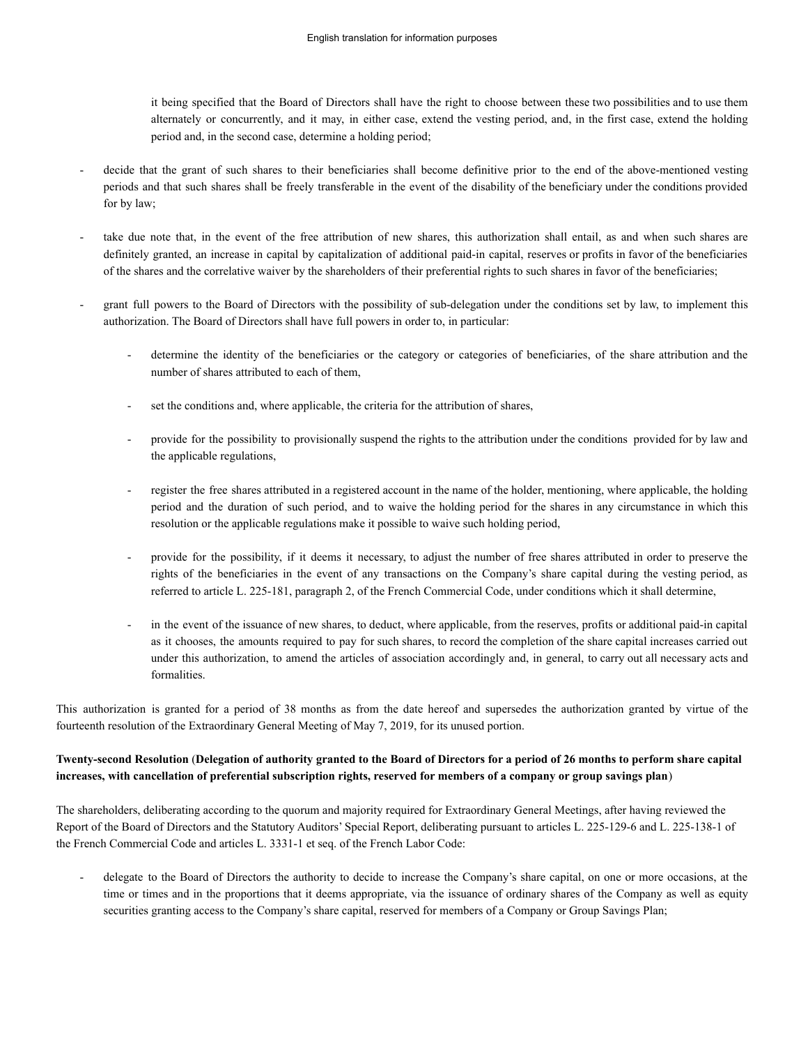it being specified that the Board of Directors shall have the right to choose between these two possibilities and to use them alternately or concurrently, and it may, in either case, extend the vesting period, and, in the first case, extend the holding period and, in the second case, determine a holding period;

- decide that the grant of such shares to their beneficiaries shall become definitive prior to the end of the above-mentioned vesting periods and that such shares shall be freely transferable in the event of the disability of the beneficiary under the conditions provided for by law;

- take due note that, in the event of the free attribution of new shares, this authorization shall entail, as and when such shares are definitely granted, an increase in capital by capitalization of additional paid-in capital, reserves or profits in favor of the beneficiaries of the shares and the correlative waiver by the shareholders of their preferential rights to such shares in favor of the beneficiaries;

- grant full powers to the Board of Directors with the possibility of sub-delegation under the conditions set by law, to implement this authorization. The Board of Directors shall have full powers in order to, in particular:

  - determine the identity of the beneficiaries or the category or categories of beneficiaries, of the share attribution and the number of shares attributed to each of them,

  - set the conditions and, where applicable, the criteria for the attribution of shares,

  - provide for the possibility to provisionally suspend the rights to the attribution under the conditions provided for by law and the applicable regulations,

  - register the free shares attributed in a registered account in the name of the holder, mentioning, where applicable, the holding period and the duration of such period, and to waive the holding period for the shares in any circumstance in which this resolution or the applicable regulations make it possible to waive such holding period,

  - provide for the possibility, if it deems it necessary, to adjust the number of free shares attributed in order to preserve the rights of the beneficiaries in the event of any transactions on the Company's share capital during the vesting period, as referred to article L. 225-181, paragraph 2, of the French Commercial Code, under conditions which it shall determine,

  - in the event of the issuance of new shares, to deduct, where applicable, from the reserves, profits or additional paid-in capital as it chooses, the amounts required to pay for such shares, to record the completion of the share capital increases carried out under this authorization, to amend the articles of association accordingly and, in general, to carry out all necessary acts and formalities.

This authorization is granted for a period of 38 months as from the date hereof and supersedes the authorization granted by virtue of the fourteenth resolution of the Extraordinary General Meeting of May 7, 2019, for its unused portion.

**Twenty-second Resolution** (**Delegation of authority granted to the Board of Directors for a period of 26 months to perform share capital increases, with cancellation of preferential subscription rights, reserved for members of a company or group savings plan**)

The shareholders, deliberating according to the quorum and majority required for Extraordinary General Meetings, after having reviewed the Report of the Board of Directors and the Statutory Auditors' Special Report, deliberating pursuant to articles L. 225-129-6 and L. 225-138-1 of the French Commercial Code and articles L. 3331-1 et seq. of the French Labor Code:

- delegate to the Board of Directors the authority to decide to increase the Company's share capital, on one or more occasions, at the time or times and in the proportions that it deems appropriate, via the issuance of ordinary shares of the Company as well as equity securities granting access to the Company's share capital, reserved for members of a Company or Group Savings Plan;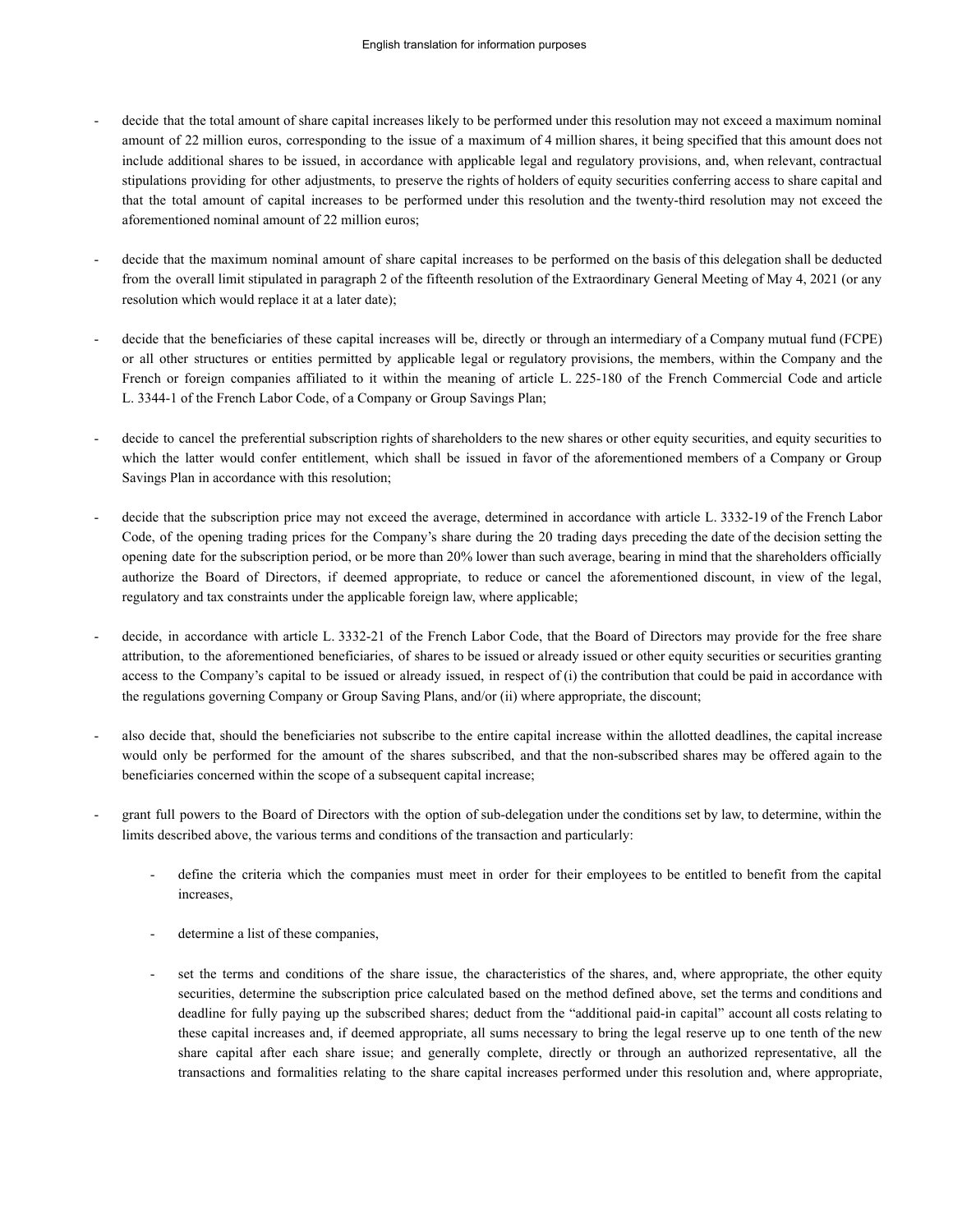- decide that the total amount of share capital increases likely to be performed under this resolution may not exceed a maximum nominal amount of 22 million euros, corresponding to the issue of a maximum of 4 million shares, it being specified that this amount does not include additional shares to be issued, in accordance with applicable legal and regulatory provisions, and, when relevant, contractual stipulations providing for other adjustments, to preserve the rights of holders of equity securities conferring access to share capital and that the total amount of capital increases to be performed under this resolution and the twenty-third resolution may not exceed the aforementioned nominal amount of 22 million euros;

- decide that the maximum nominal amount of share capital increases to be performed on the basis of this delegation shall be deducted from the overall limit stipulated in paragraph 2 of the fifteenth resolution of the Extraordinary General Meeting of May 4, 2021 (or any resolution which would replace it at a later date);

- decide that the beneficiaries of these capital increases will be, directly or through an intermediary of a Company mutual fund (FCPE) or all other structures or entities permitted by applicable legal or regulatory provisions, the members, within the Company and the French or foreign companies affiliated to it within the meaning of article L. 225-180 of the French Commercial Code and article L. 3344-1 of the French Labor Code, of a Company or Group Savings Plan;

- decide to cancel the preferential subscription rights of shareholders to the new shares or other equity securities, and equity securities to which the latter would confer entitlement, which shall be issued in favor of the aforementioned members of a Company or Group Savings Plan in accordance with this resolution;

- decide that the subscription price may not exceed the average, determined in accordance with article L. 3332-19 of the French Labor Code, of the opening trading prices for the Company's share during the 20 trading days preceding the date of the decision setting the opening date for the subscription period, or be more than 20% lower than such average, bearing in mind that the shareholders officially authorize the Board of Directors, if deemed appropriate, to reduce or cancel the aforementioned discount, in view of the legal, regulatory and tax constraints under the applicable foreign law, where applicable;

- decide, in accordance with article L. 3332-21 of the French Labor Code, that the Board of Directors may provide for the free share attribution, to the aforementioned beneficiaries, of shares to be issued or already issued or other equity securities or securities granting access to the Company's capital to be issued or already issued, in respect of (i) the contribution that could be paid in accordance with the regulations governing Company or Group Saving Plans, and/or (ii) where appropriate, the discount;

- also decide that, should the beneficiaries not subscribe to the entire capital increase within the allotted deadlines, the capital increase would only be performed for the amount of the shares subscribed, and that the non-subscribed shares may be offered again to the beneficiaries concerned within the scope of a subsequent capital increase;

- grant full powers to the Board of Directors with the option of sub-delegation under the conditions set by law, to determine, within the limits described above, the various terms and conditions of the transaction and particularly:

  - define the criteria which the companies must meet in order for their employees to be entitled to benefit from the capital increases,

  - determine a list of these companies,

  - set the terms and conditions of the share issue, the characteristics of the shares, and, where appropriate, the other equity securities, determine the subscription price calculated based on the method defined above, set the terms and conditions and deadline for fully paying up the subscribed shares; deduct from the "additional paid-in capital" account all costs relating to these capital increases and, if deemed appropriate, all sums necessary to bring the legal reserve up to one tenth of the new share capital after each share issue; and generally complete, directly or through an authorized representative, all the transactions and formalities relating to the share capital increases performed under this resolution and, where appropriate,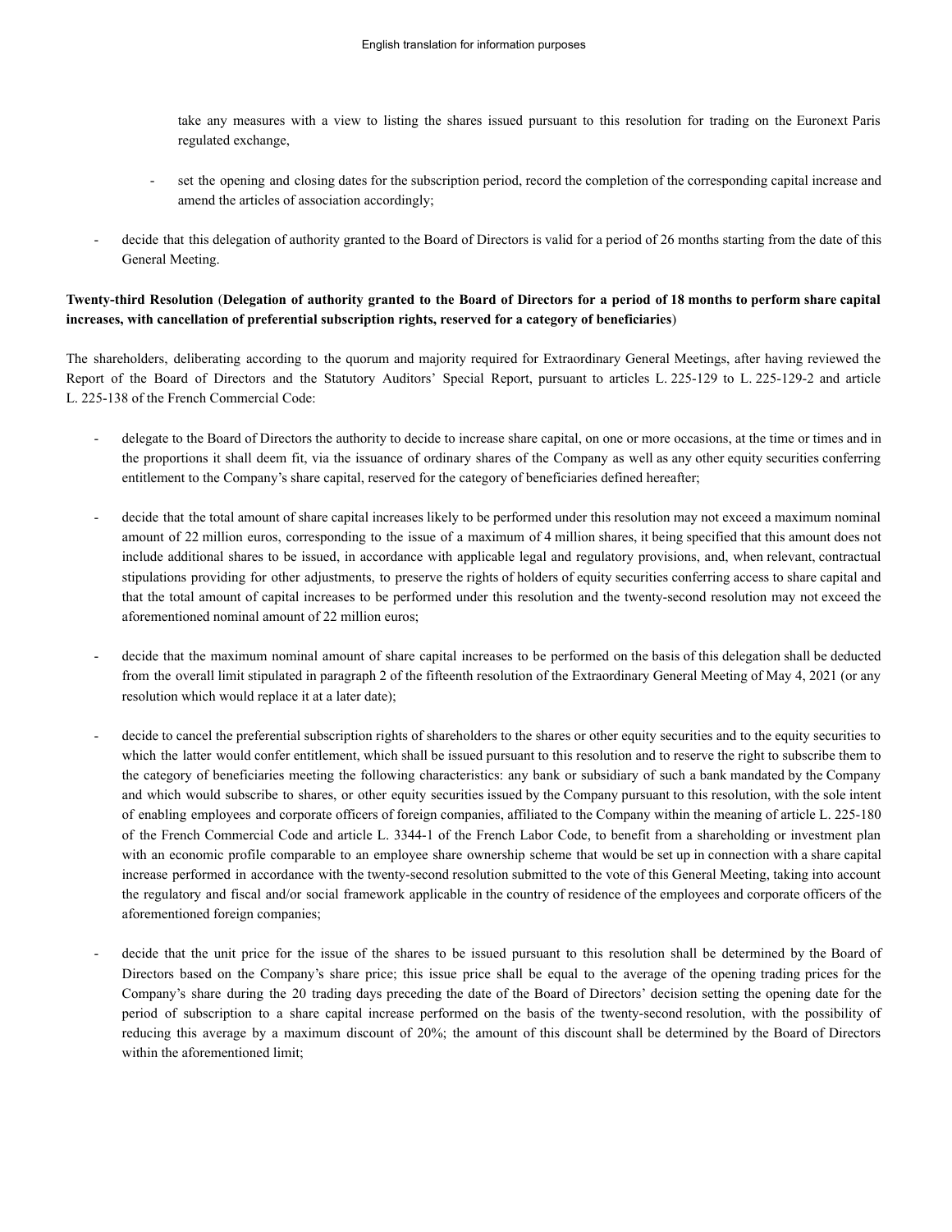take any measures with a view to listing the shares issued pursuant to this resolution for trading on the Euronext Paris regulated exchange,

- set the opening and closing dates for the subscription period, record the completion of the corresponding capital increase and amend the articles of association accordingly;

- decide that this delegation of authority granted to the Board of Directors is valid for a period of 26 months starting from the date of this General Meeting.

**Twenty-third Resolution** (**Delegation of authority granted to the Board of Directors for a period of 18 months to perform share capital increases, with cancellation of preferential subscription rights, reserved for a category of beneficiaries**)

The shareholders, deliberating according to the quorum and majority required for Extraordinary General Meetings, after having reviewed the Report of the Board of Directors and the Statutory Auditors' Special Report, pursuant to articles L. 225-129 to L. 225-129-2 and article L. 225-138 of the French Commercial Code:

- delegate to the Board of Directors the authority to decide to increase share capital, on one or more occasions, at the time or times and in the proportions it shall deem fit, via the issuance of ordinary shares of the Company as well as any other equity securities conferring entitlement to the Company's share capital, reserved for the category of beneficiaries defined hereafter;

- decide that the total amount of share capital increases likely to be performed under this resolution may not exceed a maximum nominal amount of 22 million euros, corresponding to the issue of a maximum of 4 million shares, it being specified that this amount does not include additional shares to be issued, in accordance with applicable legal and regulatory provisions, and, when relevant, contractual stipulations providing for other adjustments, to preserve the rights of holders of equity securities conferring access to share capital and that the total amount of capital increases to be performed under this resolution and the twenty-second resolution may not exceed the aforementioned nominal amount of 22 million euros;

- decide that the maximum nominal amount of share capital increases to be performed on the basis of this delegation shall be deducted from the overall limit stipulated in paragraph 2 of the fifteenth resolution of the Extraordinary General Meeting of May 4, 2021 (or any resolution which would replace it at a later date);

- decide to cancel the preferential subscription rights of shareholders to the shares or other equity securities and to the equity securities to which the latter would confer entitlement, which shall be issued pursuant to this resolution and to reserve the right to subscribe them to the category of beneficiaries meeting the following characteristics: any bank or subsidiary of such a bank mandated by the Company and which would subscribe to shares, or other equity securities issued by the Company pursuant to this resolution, with the sole intent of enabling employees and corporate officers of foreign companies, affiliated to the Company within the meaning of article L. 225-180 of the French Commercial Code and article L. 3344-1 of the French Labor Code, to benefit from a shareholding or investment plan with an economic profile comparable to an employee share ownership scheme that would be set up in connection with a share capital increase performed in accordance with the twenty-second resolution submitted to the vote of this General Meeting, taking into account the regulatory and fiscal and/or social framework applicable in the country of residence of the employees and corporate officers of the aforementioned foreign companies;

- decide that the unit price for the issue of the shares to be issued pursuant to this resolution shall be determined by the Board of Directors based on the Company's share price; this issue price shall be equal to the average of the opening trading prices for the Company's share during the 20 trading days preceding the date of the Board of Directors' decision setting the opening date for the period of subscription to a share capital increase performed on the basis of the twenty-second resolution, with the possibility of reducing this average by a maximum discount of 20%; the amount of this discount shall be determined by the Board of Directors within the aforementioned limit;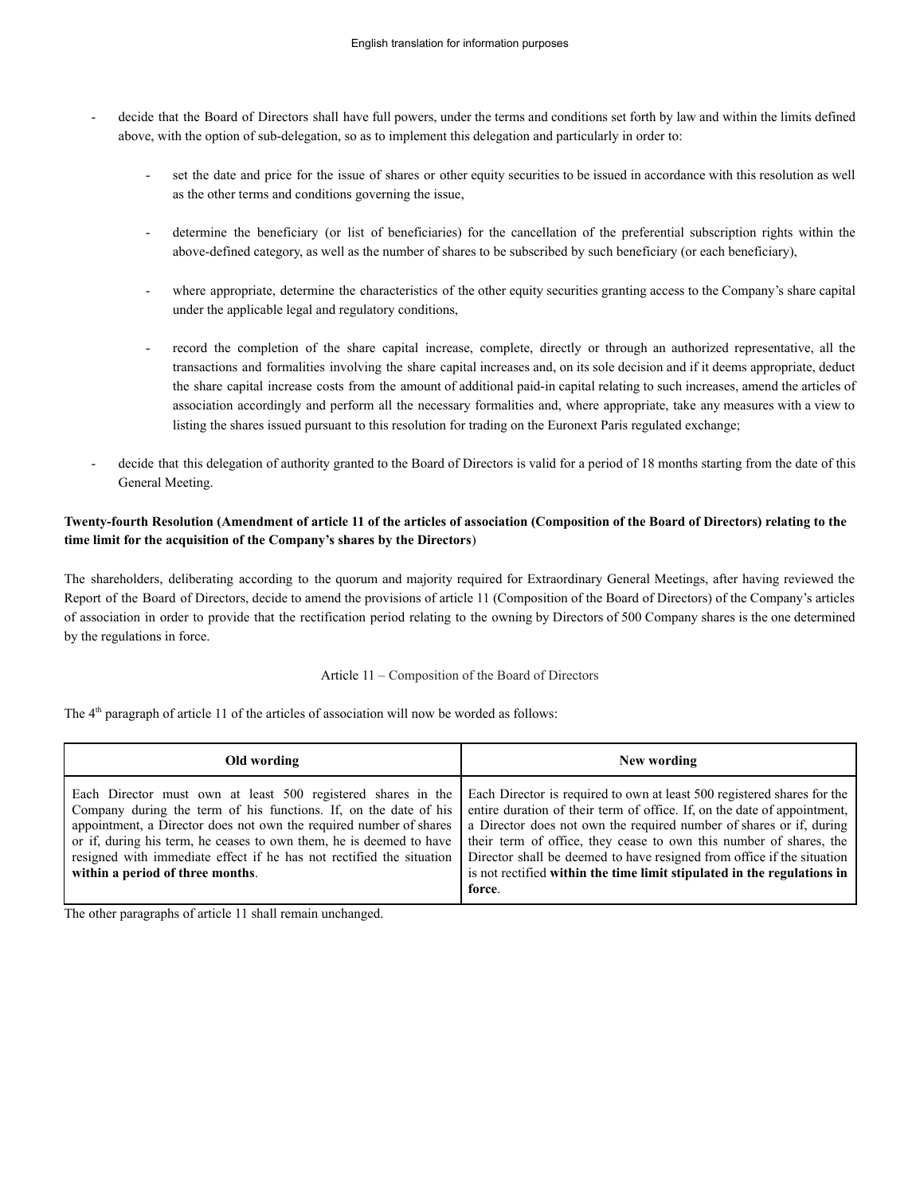- decide that the Board of Directors shall have full powers, under the terms and conditions set forth by law and within the limits defined above, with the option of sub-delegation, so as to implement this delegation and particularly in order to:

  - set the date and price for the issue of shares or other equity securities to be issued in accordance with this resolution as well as the other terms and conditions governing the issue,

  - determine the beneficiary (or list of beneficiaries) for the cancellation of the preferential subscription rights within the above-defined category, as well as the number of shares to be subscribed by such beneficiary (or each beneficiary),

  - where appropriate, determine the characteristics of the other equity securities granting access to the Company's share capital under the applicable legal and regulatory conditions,

  - record the completion of the share capital increase, complete, directly or through an authorized representative, all the transactions and formalities involving the share capital increases and, on its sole decision and if it deems appropriate, deduct the share capital increase costs from the amount of additional paid-in capital relating to such increases, amend the articles of association accordingly and perform all the necessary formalities and, where appropriate, take any measures with a view to listing the shares issued pursuant to this resolution for trading on the Euronext Paris regulated exchange;

- decide that this delegation of authority granted to the Board of Directors is valid for a period of 18 months starting from the date of this General Meeting.

**Twenty-fourth Resolution (Amendment of article 11 of the articles of association (Composition of the Board of Directors) relating to the time limit for the acquisition of the Company's shares by the Directors)**

The shareholders, deliberating according to the quorum and majority required for Extraordinary General Meetings, after having reviewed the Report of the Board of Directors, decide to amend the provisions of article 11 (Composition of the Board of Directors) of the Company's articles of association in order to provide that the rectification period relating to the owning by Directors of 500 Company shares is the one determined by the regulations in force.

Article 11 – Composition of the Board of Directors

The 4th paragraph of article 11 of the articles of association will now be worded as follows:

| Old wording | New wording |
| --- | --- |
| Each Director must own at least 500 registered shares in the Company during the term of his functions. If, on the date of his appointment, a Director does not own the required number of shares or if, during his term, he ceases to own them, he is deemed to have resigned with immediate effect if he has not rectified the situation **within a period of three months**. | Each Director is required to own at least 500 registered shares for the entire duration of their term of office. If, on the date of appointment, a Director does not own the required number of shares or if, during their term of office, they cease to own this number of shares, the Director shall be deemed to have resigned from office if the situation is not rectified **within the time limit stipulated in the regulations in force**. |

The other paragraphs of article 11 shall remain unchanged.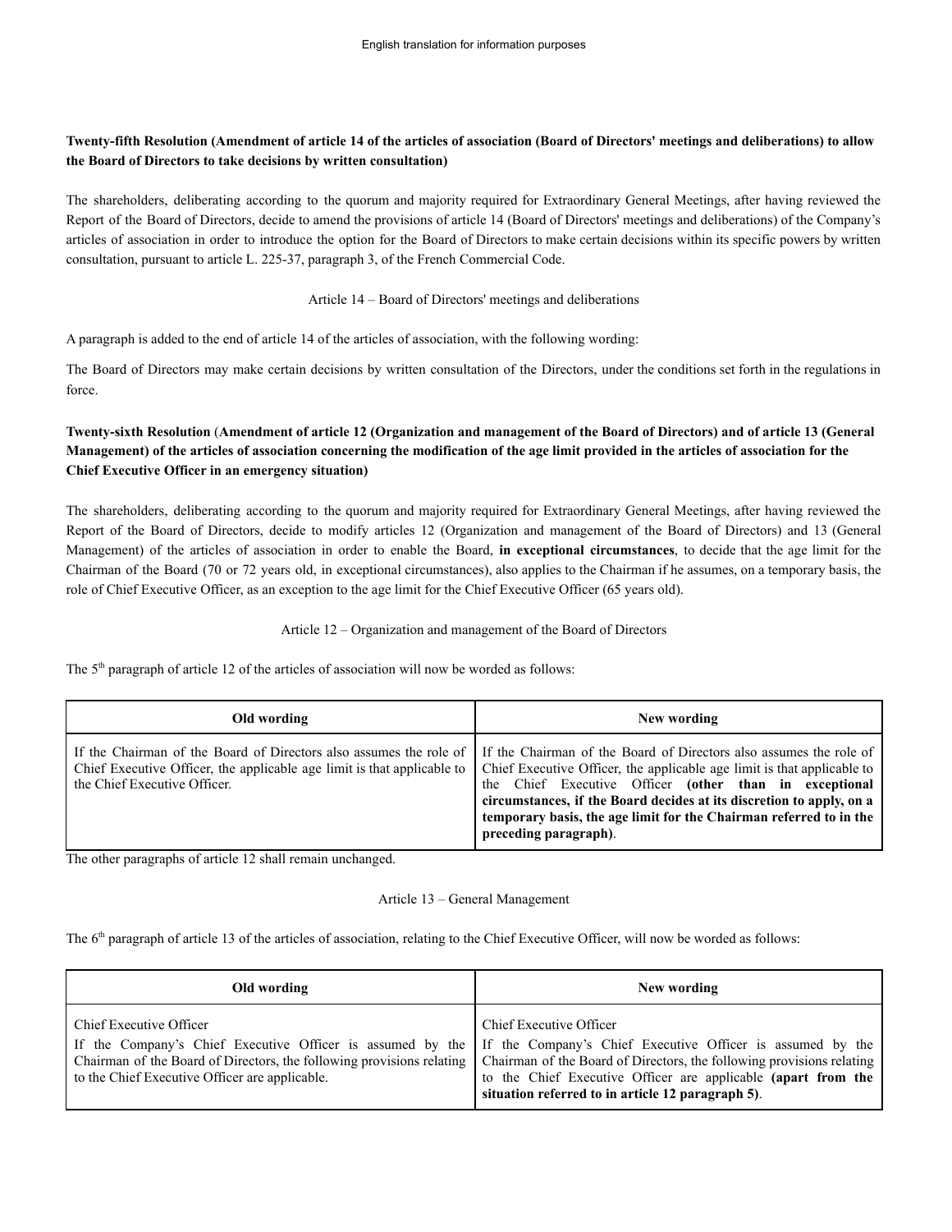**Twenty-fifth Resolution (Amendment of article 14 of the articles of association (Board of Directors' meetings and deliberations) to allow the Board of Directors to take decisions by written consultation)**

The shareholders, deliberating according to the quorum and majority required for Extraordinary General Meetings, after having reviewed the Report of the Board of Directors, decide to amend the provisions of article 14 (Board of Directors' meetings and deliberations) of the Company's articles of association in order to introduce the option for the Board of Directors to make certain decisions within its specific powers by written consultation, pursuant to article L. 225-37, paragraph 3, of the French Commercial Code.

Article 14 – Board of Directors' meetings and deliberations

A paragraph is added to the end of article 14 of the articles of association, with the following wording:

The Board of Directors may make certain decisions by written consultation of the Directors, under the conditions set forth in the regulations in force.

**Twenty-sixth Resolution (Amendment of article 12 (Organization and management of the Board of Directors) and of article 13 (General Management) of the articles of association concerning the modification of the age limit provided in the articles of association for the Chief Executive Officer in an emergency situation)**

The shareholders, deliberating according to the quorum and majority required for Extraordinary General Meetings, after having reviewed the Report of the Board of Directors, decide to modify articles 12 (Organization and management of the Board of Directors) and 13 (General Management) of the articles of association in order to enable the Board, **in exceptional circumstances**, to decide that the age limit for the Chairman of the Board (70 or 72 years old, in exceptional circumstances), also applies to the Chairman if he assumes, on a temporary basis, the role of Chief Executive Officer, as an exception to the age limit for the Chief Executive Officer (65 years old).

Article 12 – Organization and management of the Board of Directors

The 5th paragraph of article 12 of the articles of association will now be worded as follows:

| Old wording | New wording |
|---|---|
| If the Chairman of the Board of Directors also assumes the role of Chief Executive Officer, the applicable age limit is that applicable to the Chief Executive Officer. | If the Chairman of the Board of Directors also assumes the role of Chief Executive Officer, the applicable age limit is that applicable to the Chief Executive Officer **(other than in exceptional circumstances, if the Board decides at its discretion to apply, on a temporary basis, the age limit for the Chairman referred to in the preceding paragraph)**. |

The other paragraphs of article 12 shall remain unchanged.

Article 13 – General Management

The 6th paragraph of article 13 of the articles of association, relating to the Chief Executive Officer, will now be worded as follows:

| Old wording | New wording |
|---|---|
| Chief Executive Officer<br>If the Company's Chief Executive Officer is assumed by the Chairman of the Board of Directors, the following provisions relating to the Chief Executive Officer are applicable. | Chief Executive Officer<br>If the Company's Chief Executive Officer is assumed by the Chairman of the Board of Directors, the following provisions relating to the Chief Executive Officer are applicable **(apart from the situation referred to in article 12 paragraph 5)**. |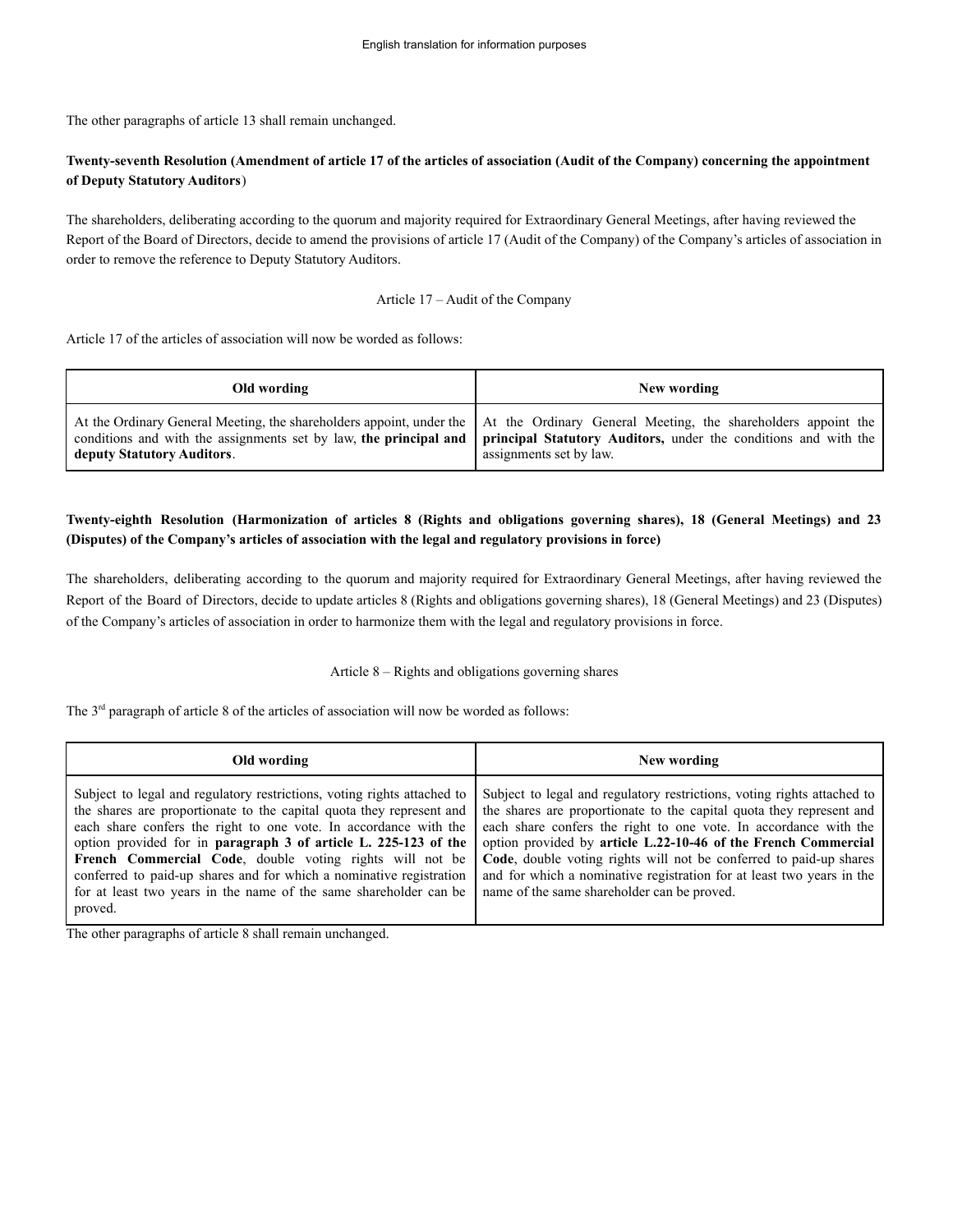The other paragraphs of article 13 shall remain unchanged.

**Twenty-seventh Resolution (Amendment of article 17 of the articles of association (Audit of the Company) concerning the appointment of Deputy Statutory Auditors**)

The shareholders, deliberating according to the quorum and majority required for Extraordinary General Meetings, after having reviewed the Report of the Board of Directors, decide to amend the provisions of article 17 (Audit of the Company) of the Company's articles of association in order to remove the reference to Deputy Statutory Auditors.

Article 17 – Audit of the Company

Article 17 of the articles of association will now be worded as follows:

| Old wording | New wording |
|---|---|
| At the Ordinary General Meeting, the shareholders appoint, under the conditions and with the assignments set by law, **the principal and deputy Statutory Auditors**. | At the Ordinary General Meeting, the shareholders appoint the **principal Statutory Auditors,** under the conditions and with the assignments set by law. |

**Twenty-eighth Resolution (Harmonization of articles 8 (Rights and obligations governing shares), 18 (General Meetings) and 23 (Disputes) of the Company's articles of association with the legal and regulatory provisions in force)**

The shareholders, deliberating according to the quorum and majority required for Extraordinary General Meetings, after having reviewed the Report of the Board of Directors, decide to update articles 8 (Rights and obligations governing shares), 18 (General Meetings) and 23 (Disputes) of the Company's articles of association in order to harmonize them with the legal and regulatory provisions in force.

Article 8 – Rights and obligations governing shares

The 3rd paragraph of article 8 of the articles of association will now be worded as follows:

| Old wording | New wording |
|---|---|
| Subject to legal and regulatory restrictions, voting rights attached to the shares are proportionate to the capital quota they represent and each share confers the right to one vote. In accordance with the option provided for in **paragraph 3 of article L. 225-123 of the French Commercial Code**, double voting rights will not be conferred to paid-up shares and for which a nominative registration for at least two years in the name of the same shareholder can be proved. | Subject to legal and regulatory restrictions, voting rights attached to the shares are proportionate to the capital quota they represent and each share confers the right to one vote. In accordance with the option provided by **article L.22-10-46 of the French Commercial Code**, double voting rights will not be conferred to paid-up shares and for which a nominative registration for at least two years in the name of the same shareholder can be proved. |

The other paragraphs of article 8 shall remain unchanged.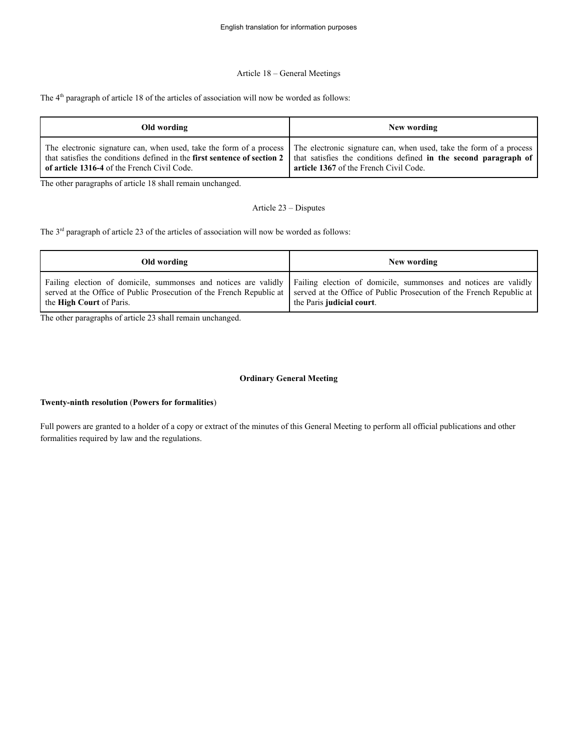Article 18 – General Meetings

The 4th paragraph of article 18 of the articles of association will now be worded as follows:

| Old wording | New wording |
|---|---|
| The electronic signature can, when used, take the form of a process that satisfies the conditions defined in the **first sentence of section 2 of article 1316-4** of the French Civil Code. | The electronic signature can, when used, take the form of a process that satisfies the conditions defined **in the second paragraph of article 1367** of the French Civil Code. |

The other paragraphs of article 18 shall remain unchanged.

Article 23 – Disputes

The 3rd paragraph of article 23 of the articles of association will now be worded as follows:

| Old wording | New wording |
|---|---|
| Failing election of domicile, summonses and notices are validly served at the Office of Public Prosecution of the French Republic at the **High Court** of Paris. | Failing election of domicile, summonses and notices are validly served at the Office of Public Prosecution of the French Republic at the Paris **judicial court**. |

The other paragraphs of article 23 shall remain unchanged.

**Ordinary General Meeting**

**Twenty-ninth resolution** (**Powers for formalities**)

Full powers are granted to a holder of a copy or extract of the minutes of this General Meeting to perform all official publications and other formalities required by law and the regulations.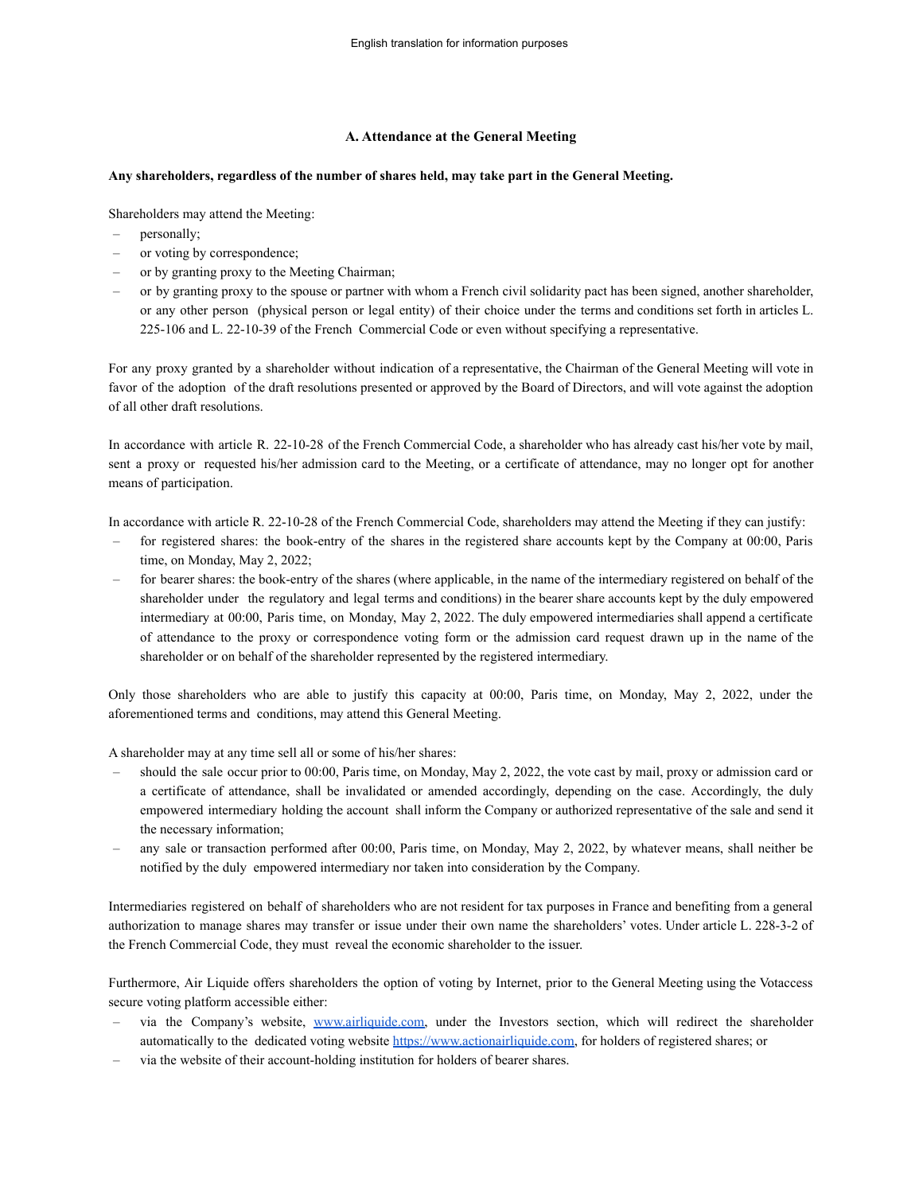### A. Attendance at the General Meeting

**Any shareholders, regardless of the number of shares held, may take part in the General Meeting.**

Shareholders may attend the Meeting:

- personally;
- or voting by correspondence;
- or by granting proxy to the Meeting Chairman;
- or by granting proxy to the spouse or partner with whom a French civil solidarity pact has been signed, another shareholder, or any other person (physical person or legal entity) of their choice under the terms and conditions set forth in articles L. 225-106 and L. 22-10-39 of the French Commercial Code or even without specifying a representative.

For any proxy granted by a shareholder without indication of a representative, the Chairman of the General Meeting will vote in favor of the adoption of the draft resolutions presented or approved by the Board of Directors, and will vote against the adoption of all other draft resolutions.

In accordance with article R. 22-10-28 of the French Commercial Code, a shareholder who has already cast his/her vote by mail, sent a proxy or requested his/her admission card to the Meeting, or a certificate of attendance, may no longer opt for another means of participation.

In accordance with article R. 22-10-28 of the French Commercial Code, shareholders may attend the Meeting if they can justify:

- for registered shares: the book-entry of the shares in the registered share accounts kept by the Company at 00:00, Paris time, on Monday, May 2, 2022;
- for bearer shares: the book-entry of the shares (where applicable, in the name of the intermediary registered on behalf of the shareholder under the regulatory and legal terms and conditions) in the bearer share accounts kept by the duly empowered intermediary at 00:00, Paris time, on Monday, May 2, 2022. The duly empowered intermediaries shall append a certificate of attendance to the proxy or correspondence voting form or the admission card request drawn up in the name of the shareholder or on behalf of the shareholder represented by the registered intermediary.

Only those shareholders who are able to justify this capacity at 00:00, Paris time, on Monday, May 2, 2022, under the aforementioned terms and conditions, may attend this General Meeting.

A shareholder may at any time sell all or some of his/her shares:

- should the sale occur prior to 00:00, Paris time, on Monday, May 2, 2022, the vote cast by mail, proxy or admission card or a certificate of attendance, shall be invalidated or amended accordingly, depending on the case. Accordingly, the duly empowered intermediary holding the account shall inform the Company or authorized representative of the sale and send it the necessary information;
- any sale or transaction performed after 00:00, Paris time, on Monday, May 2, 2022, by whatever means, shall neither be notified by the duly empowered intermediary nor taken into consideration by the Company.

Intermediaries registered on behalf of shareholders who are not resident for tax purposes in France and benefiting from a general authorization to manage shares may transfer or issue under their own name the shareholders' votes. Under article L. 228-3-2 of the French Commercial Code, they must reveal the economic shareholder to the issuer.

Furthermore, Air Liquide offers shareholders the option of voting by Internet, prior to the General Meeting using the Votaccess secure voting platform accessible either:

- via the Company's website, www.airliquide.com, under the Investors section, which will redirect the shareholder automatically to the dedicated voting website https://www.actionairliquide.com, for holders of registered shares; or
- via the website of their account-holding institution for holders of bearer shares.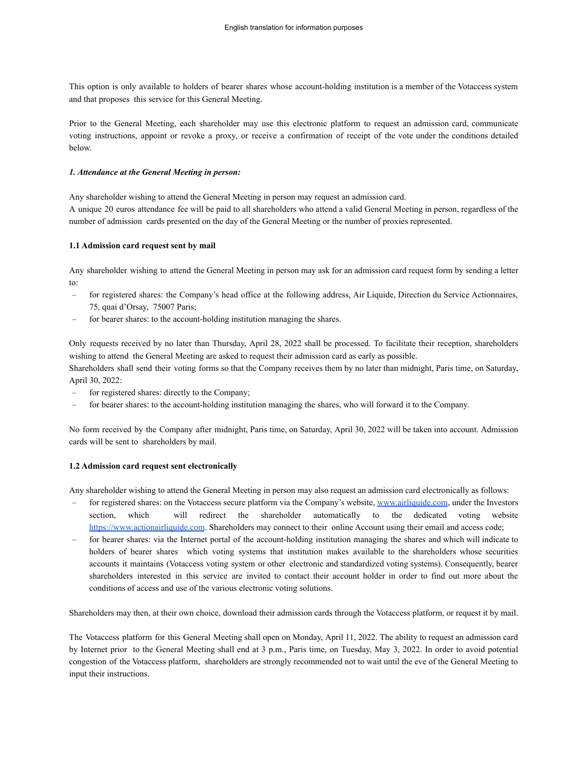This option is only available to holders of bearer shares whose account-holding institution is a member of the Votaccess system and that proposes this service for this General Meeting.

Prior to the General Meeting, each shareholder may use this electronic platform to request an admission card, communicate voting instructions, appoint or revoke a proxy, or receive a confirmation of receipt of the vote under the conditions detailed below.

***1. Attendance at the General Meeting in person:***

Any shareholder wishing to attend the General Meeting in person may request an admission card.
A unique 20 euros attendance fee will be paid to all shareholders who attend a valid General Meeting in person, regardless of the number of admission cards presented on the day of the General Meeting or the number of proxies represented.

**1.1 Admission card request sent by mail**

Any shareholder wishing to attend the General Meeting in person may ask for an admission card request form by sending a letter to:

- for registered shares: the Company's head office at the following address, Air Liquide, Direction du Service Actionnaires, 75, quai d'Orsay, 75007 Paris;
- for bearer shares: to the account-holding institution managing the shares.

Only requests received by no later than Thursday, April 28, 2022 shall be processed. To facilitate their reception, shareholders wishing to attend the General Meeting are asked to request their admission card as early as possible.
Shareholders shall send their voting forms so that the Company receives them by no later than midnight, Paris time, on Saturday, April 30, 2022:

- for registered shares: directly to the Company;
- for bearer shares: to the account-holding institution managing the shares, who will forward it to the Company.

No form received by the Company after midnight, Paris time, on Saturday, April 30, 2022 will be taken into account. Admission cards will be sent to shareholders by mail.

**1.2 Admission card request sent electronically**

Any shareholder wishing to attend the General Meeting in person may also request an admission card electronically as follows:

- for registered shares: on the Votaccess secure platform via the Company's website, [www.airliquide.com](www.airliquide.com), under the Investors section, which will redirect the shareholder automatically to the dedicated voting website [https://www.actionairliquide.com](https://www.actionairliquide.com). Shareholders may connect to their online Account using their email and access code;
- for bearer shares: via the Internet portal of the account-holding institution managing the shares and which will indicate to holders of bearer shares which voting systems that institution makes available to the shareholders whose securities accounts it maintains (Votaccess voting system or other electronic and standardized voting systems). Consequently, bearer shareholders interested in this service are invited to contact their account holder in order to find out more about the conditions of access and use of the various electronic voting solutions.

Shareholders may then, at their own choice, download their admission cards through the Votaccess platform, or request it by mail.

The Votaccess platform for this General Meeting shall open on Monday, April 11, 2022. The ability to request an admission card by Internet prior to the General Meeting shall end at 3 p.m., Paris time, on Tuesday, May 3, 2022. In order to avoid potential congestion of the Votaccess platform, shareholders are strongly recommended not to wait until the eve of the General Meeting to input their instructions.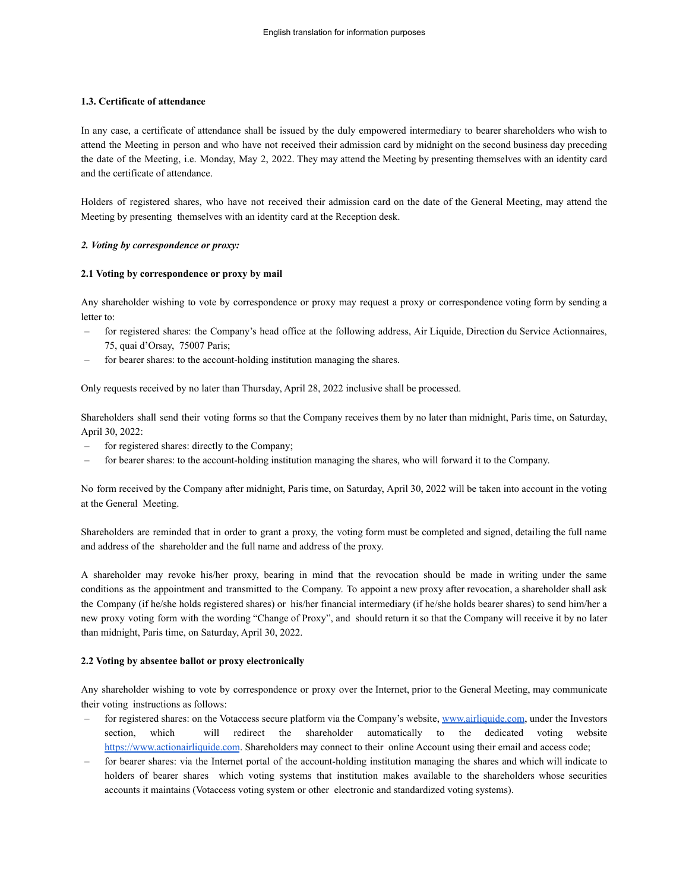### 1.3. Certificate of attendance

In any case, a certificate of attendance shall be issued by the duly empowered intermediary to bearer shareholders who wish to attend the Meeting in person and who have not received their admission card by midnight on the second business day preceding the date of the Meeting, i.e. Monday, May 2, 2022. They may attend the Meeting by presenting themselves with an identity card and the certificate of attendance.

Holders of registered shares, who have not received their admission card on the date of the General Meeting, may attend the Meeting by presenting themselves with an identity card at the Reception desk.

## *2. Voting by correspondence or proxy:*

### 2.1 Voting by correspondence or proxy by mail

Any shareholder wishing to vote by correspondence or proxy may request a proxy or correspondence voting form by sending a letter to:

- for registered shares: the Company's head office at the following address, Air Liquide, Direction du Service Actionnaires, 75, quai d'Orsay, 75007 Paris;
- for bearer shares: to the account-holding institution managing the shares.

Only requests received by no later than Thursday, April 28, 2022 inclusive shall be processed.

Shareholders shall send their voting forms so that the Company receives them by no later than midnight, Paris time, on Saturday, April 30, 2022:

- for registered shares: directly to the Company;
- for bearer shares: to the account-holding institution managing the shares, who will forward it to the Company.

No form received by the Company after midnight, Paris time, on Saturday, April 30, 2022 will be taken into account in the voting at the General Meeting.

Shareholders are reminded that in order to grant a proxy, the voting form must be completed and signed, detailing the full name and address of the shareholder and the full name and address of the proxy.

A shareholder may revoke his/her proxy, bearing in mind that the revocation should be made in writing under the same conditions as the appointment and transmitted to the Company. To appoint a new proxy after revocation, a shareholder shall ask the Company (if he/she holds registered shares) or his/her financial intermediary (if he/she holds bearer shares) to send him/her a new proxy voting form with the wording "Change of Proxy", and should return it so that the Company will receive it by no later than midnight, Paris time, on Saturday, April 30, 2022.

### 2.2 Voting by absentee ballot or proxy electronically

Any shareholder wishing to vote by correspondence or proxy over the Internet, prior to the General Meeting, may communicate their voting instructions as follows:

- for registered shares: on the Votaccess secure platform via the Company's website, www.airliquide.com, under the Investors section, which will redirect the shareholder automatically to the dedicated voting website https://www.actionairliquide.com. Shareholders may connect to their online Account using their email and access code;
- for bearer shares: via the Internet portal of the account-holding institution managing the shares and which will indicate to holders of bearer shares which voting systems that institution makes available to the shareholders whose securities accounts it maintains (Votaccess voting system or other electronic and standardized voting systems).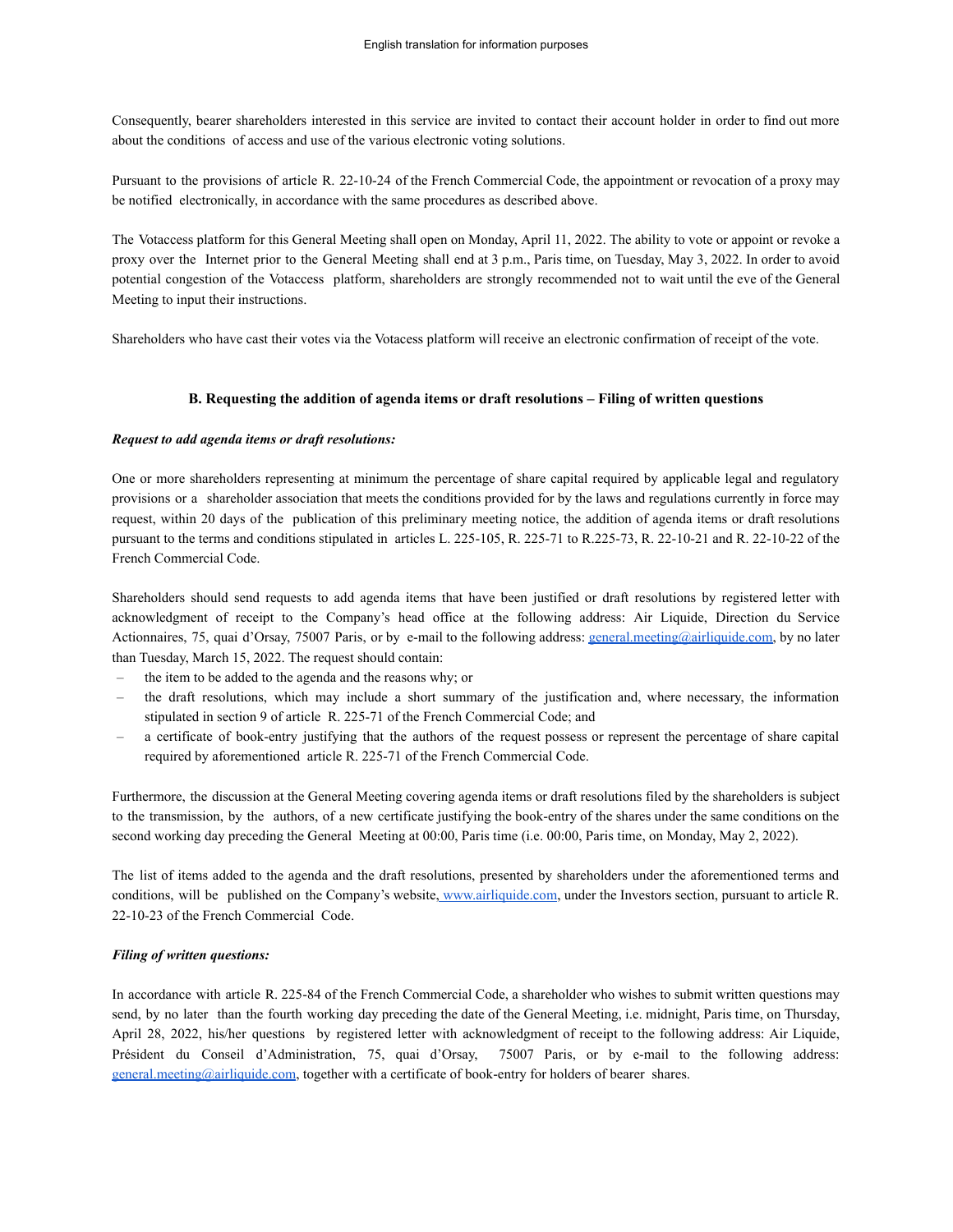Consequently, bearer shareholders interested in this service are invited to contact their account holder in order to find out more about the conditions of access and use of the various electronic voting solutions.

Pursuant to the provisions of article R. 22-10-24 of the French Commercial Code, the appointment or revocation of a proxy may be notified electronically, in accordance with the same procedures as described above.

The Votaccess platform for this General Meeting shall open on Monday, April 11, 2022. The ability to vote or appoint or revoke a proxy over the Internet prior to the General Meeting shall end at 3 p.m., Paris time, on Tuesday, May 3, 2022. In order to avoid potential congestion of the Votaccess platform, shareholders are strongly recommended not to wait until the eve of the General Meeting to input their instructions.

Shareholders who have cast their votes via the Votacess platform will receive an electronic confirmation of receipt of the vote.

## B. Requesting the addition of agenda items or draft resolutions – Filing of written questions

***Request to add agenda items or draft resolutions:***

One or more shareholders representing at minimum the percentage of share capital required by applicable legal and regulatory provisions or a shareholder association that meets the conditions provided for by the laws and regulations currently in force may request, within 20 days of the publication of this preliminary meeting notice, the addition of agenda items or draft resolutions pursuant to the terms and conditions stipulated in articles L. 225-105, R. 225-71 to R.225-73, R. 22-10-21 and R. 22-10-22 of the French Commercial Code.

Shareholders should send requests to add agenda items that have been justified or draft resolutions by registered letter with acknowledgment of receipt to the Company's head office at the following address: Air Liquide, Direction du Service Actionnaires, 75, quai d'Orsay, 75007 Paris, or by e-mail to the following address: general.meeting@airliquide.com, by no later than Tuesday, March 15, 2022. The request should contain:

- the item to be added to the agenda and the reasons why; or
- the draft resolutions, which may include a short summary of the justification and, where necessary, the information stipulated in section 9 of article R. 225-71 of the French Commercial Code; and
- a certificate of book-entry justifying that the authors of the request possess or represent the percentage of share capital required by aforementioned article R. 225-71 of the French Commercial Code.

Furthermore, the discussion at the General Meeting covering agenda items or draft resolutions filed by the shareholders is subject to the transmission, by the authors, of a new certificate justifying the book-entry of the shares under the same conditions on the second working day preceding the General Meeting at 00:00, Paris time (i.e. 00:00, Paris time, on Monday, May 2, 2022).

The list of items added to the agenda and the draft resolutions, presented by shareholders under the aforementioned terms and conditions, will be published on the Company's website, www.airliquide.com, under the Investors section, pursuant to article R. 22-10-23 of the French Commercial Code.

***Filing of written questions:***

In accordance with article R. 225-84 of the French Commercial Code, a shareholder who wishes to submit written questions may send, by no later than the fourth working day preceding the date of the General Meeting, i.e. midnight, Paris time, on Thursday, April 28, 2022, his/her questions by registered letter with acknowledgment of receipt to the following address: Air Liquide, Président du Conseil d'Administration, 75, quai d'Orsay, 75007 Paris, or by e-mail to the following address: general.meeting@airliquide.com, together with a certificate of book-entry for holders of bearer shares.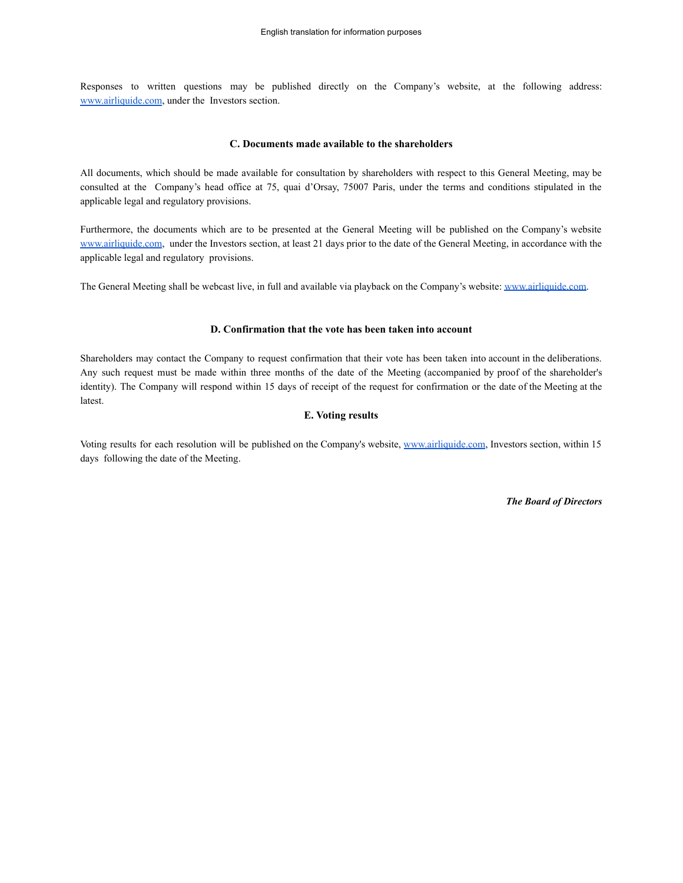Responses to written questions may be published directly on the Company's website, at the following address: www.airliquide.com, under the Investors section.

### C. Documents made available to the shareholders

All documents, which should be made available for consultation by shareholders with respect to this General Meeting, may be consulted at the Company's head office at 75, quai d'Orsay, 75007 Paris, under the terms and conditions stipulated in the applicable legal and regulatory provisions.

Furthermore, the documents which are to be presented at the General Meeting will be published on the Company's website www.airliquide.com, under the Investors section, at least 21 days prior to the date of the General Meeting, in accordance with the applicable legal and regulatory provisions.

The General Meeting shall be webcast live, in full and available via playback on the Company's website: www.airliquide.com.

### D. Confirmation that the vote has been taken into account

Shareholders may contact the Company to request confirmation that their vote has been taken into account in the deliberations. Any such request must be made within three months of the date of the Meeting (accompanied by proof of the shareholder's identity). The Company will respond within 15 days of receipt of the request for confirmation or the date of the Meeting at the latest.

### E. Voting results

Voting results for each resolution will be published on the Company's website, www.airliquide.com, Investors section, within 15 days following the date of the Meeting.

***The Board of Directors***